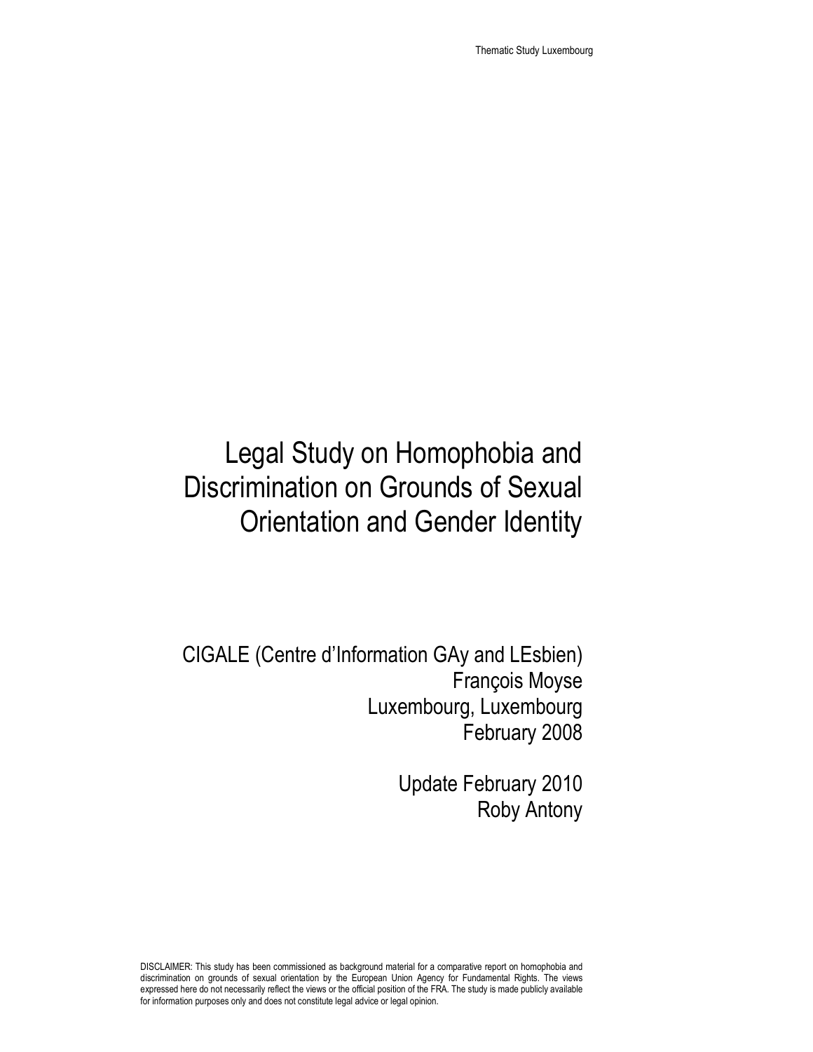# Legal Study on Homophobia and Discrimination on Grounds of Sexual Orientation and Gender Identity

CIGALE (Centre d'Information GAy and LEsbien)
François Moyse
Luxembourg, Luxembourg
February 2008

Update February 2010
Roby Antony

DISCLAIMER: This study has been commissioned as background material for a comparative report on homophobia and discrimination on grounds of sexual orientation by the European Union Agency for Fundamental Rights. The views expressed here do not necessarily reflect the views or the official position of the FRA. The study is made publicly available for information purposes only and does not constitute legal advice or legal opinion.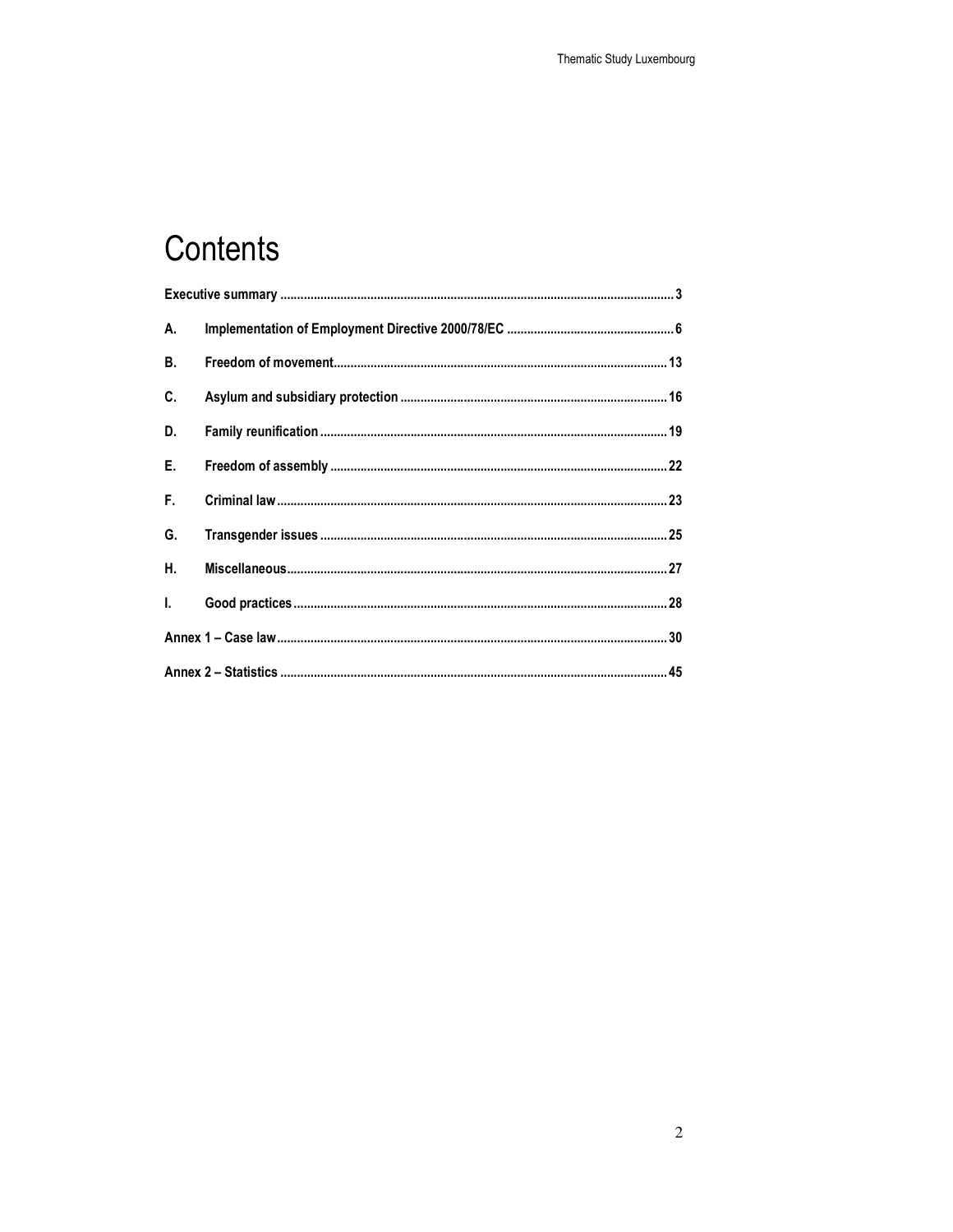# Contents

Executive summary ..... 3

A. Implementation of Employment Directive 2000/78/EC ..... 6

B. Freedom of movement ..... 13

C. Asylum and subsidiary protection ..... 16

D. Family reunification ..... 19

E. Freedom of assembly ..... 22

F. Criminal law ..... 23

G. Transgender issues ..... 25

H. Miscellaneous ..... 27

I. Good practices ..... 28

Annex 1 – Case law ..... 30

Annex 2 – Statistics ..... 45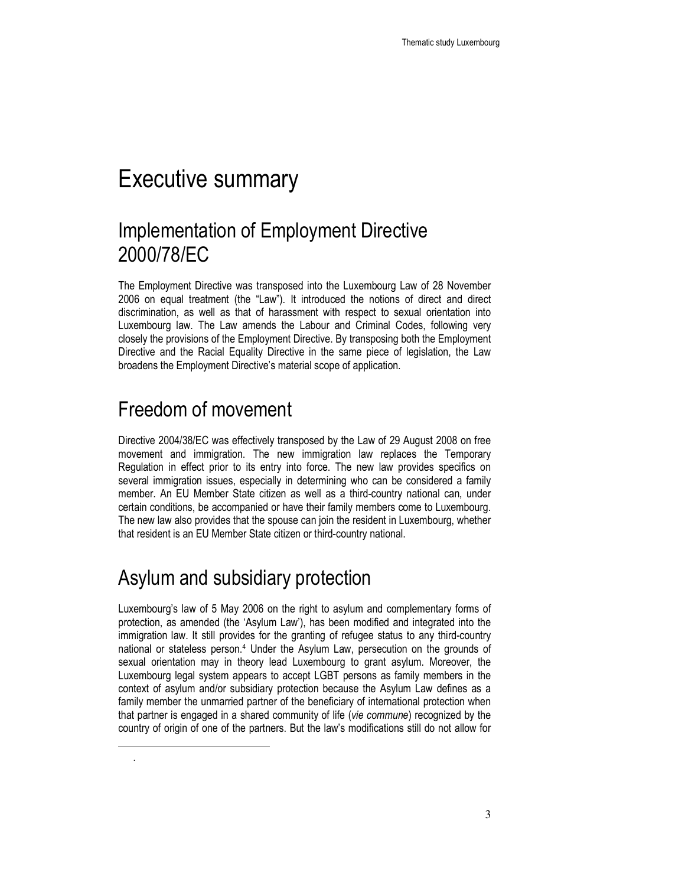# Executive summary

## Implementation of Employment Directive 2000/78/EC

The Employment Directive was transposed into the Luxembourg Law of 28 November 2006 on equal treatment (the "Law"). It introduced the notions of direct and direct discrimination, as well as that of harassment with respect to sexual orientation into Luxembourg law. The Law amends the Labour and Criminal Codes, following very closely the provisions of the Employment Directive. By transposing both the Employment Directive and the Racial Equality Directive in the same piece of legislation, the Law broadens the Employment Directive's material scope of application.

## Freedom of movement

Directive 2004/38/EC was effectively transposed by the Law of 29 August 2008 on free movement and immigration. The new immigration law replaces the Temporary Regulation in effect prior to its entry into force. The new law provides specifics on several immigration issues, especially in determining who can be considered a family member. An EU Member State citizen as well as a third-country national can, under certain conditions, be accompanied or have their family members come to Luxembourg. The new law also provides that the spouse can join the resident in Luxembourg, whether that resident is an EU Member State citizen or third-country national.

## Asylum and subsidiary protection

Luxembourg's law of 5 May 2006 on the right to asylum and complementary forms of protection, as amended (the 'Asylum Law'), has been modified and integrated into the immigration law. It still provides for the granting of refugee status to any third-country national or stateless person.[4] Under the Asylum Law, persecution on the grounds of sexual orientation may in theory lead Luxembourg to grant asylum. Moreover, the Luxembourg legal system appears to accept LGBT persons as family members in the context of asylum and/or subsidiary protection because the Asylum Law defines as a family member the unmarried partner of the beneficiary of international protection when that partner is engaged in a shared community of life (*vie commune*) recognized by the country of origin of one of the partners. But the law's modifications still do not allow for

.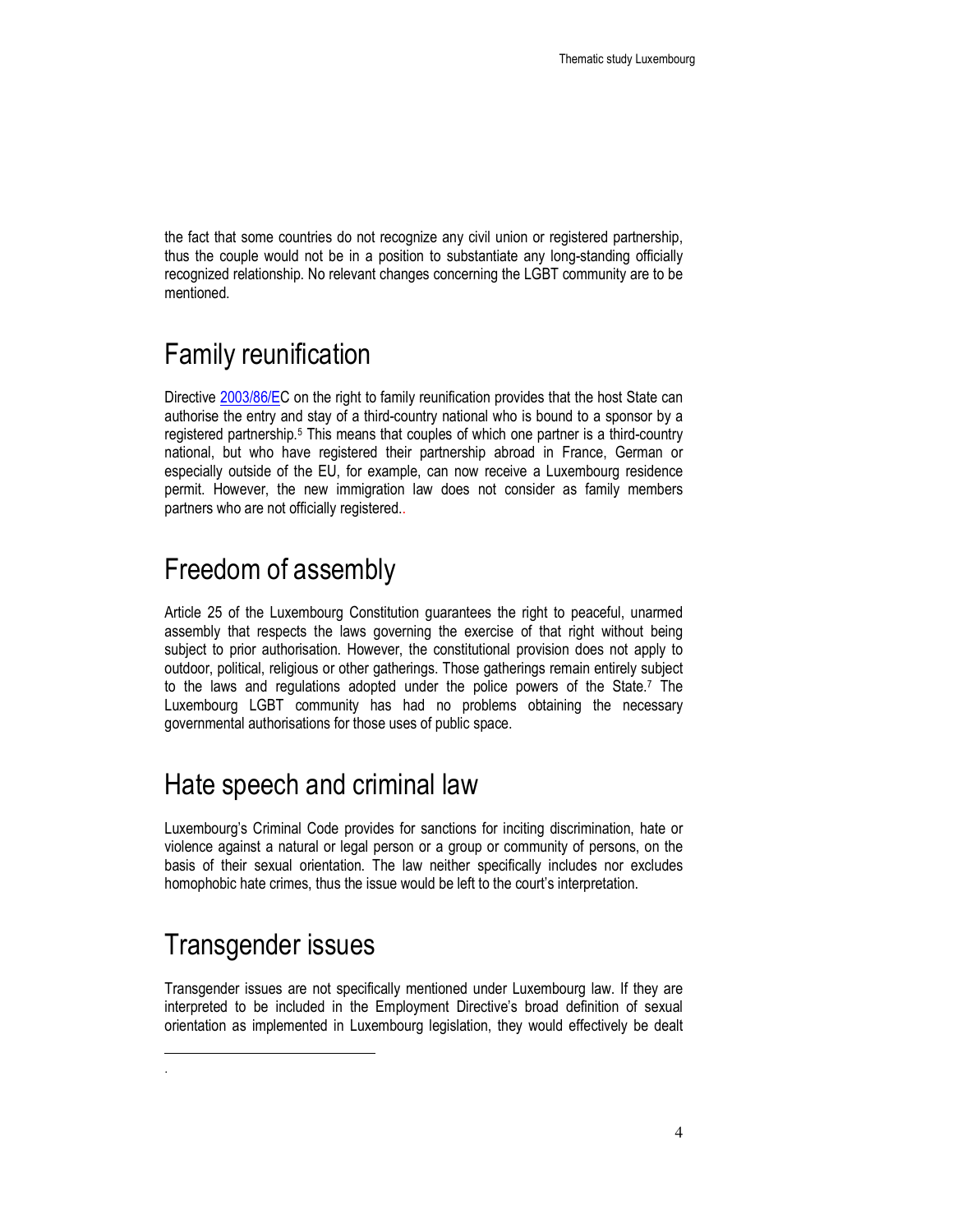the fact that some countries do not recognize any civil union or registered partnership, thus the couple would not be in a position to substantiate any long-standing officially recognized relationship. No relevant changes concerning the LGBT community are to be mentioned.

# Family reunification

Directive 2003/86/EC on the right to family reunification provides that the host State can authorise the entry and stay of a third-country national who is bound to a sponsor by a registered partnership.[5] This means that couples of which one partner is a third-country national, but who have registered their partnership abroad in France, German or especially outside of the EU, for example, can now receive a Luxembourg residence permit. However, the new immigration law does not consider as family members partners who are not officially registered..

# Freedom of assembly

Article 25 of the Luxembourg Constitution guarantees the right to peaceful, unarmed assembly that respects the laws governing the exercise of that right without being subject to prior authorisation. However, the constitutional provision does not apply to outdoor, political, religious or other gatherings. Those gatherings remain entirely subject to the laws and regulations adopted under the police powers of the State.[7] The Luxembourg LGBT community has had no problems obtaining the necessary governmental authorisations for those uses of public space.

# Hate speech and criminal law

Luxembourg's Criminal Code provides for sanctions for inciting discrimination, hate or violence against a natural or legal person or a group or community of persons, on the basis of their sexual orientation. The law neither specifically includes nor excludes homophobic hate crimes, thus the issue would be left to the court's interpretation.

# Transgender issues

Transgender issues are not specifically mentioned under Luxembourg law. If they are interpreted to be included in the Employment Directive's broad definition of sexual orientation as implemented in Luxembourg legislation, they would effectively be dealt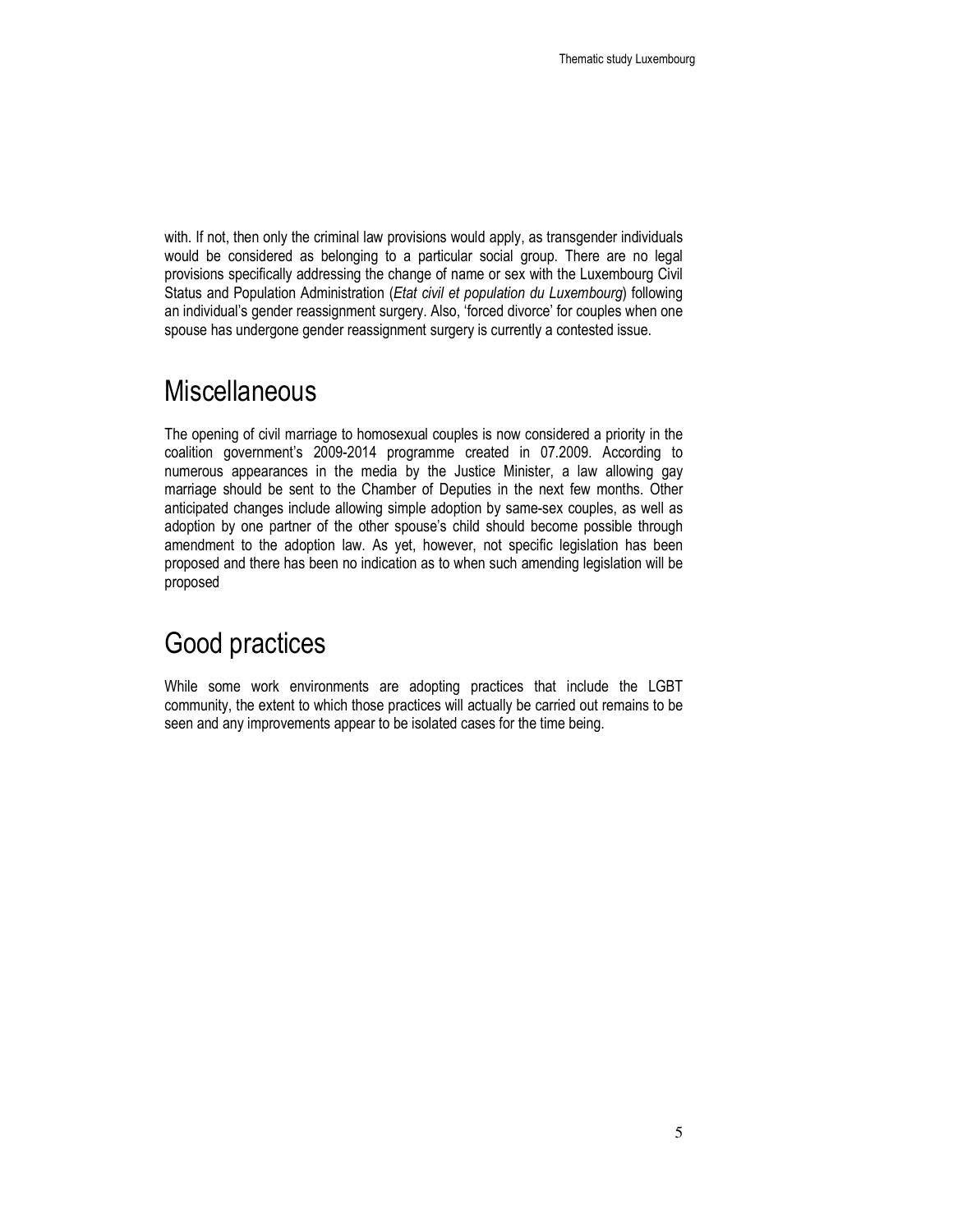with. If not, then only the criminal law provisions would apply, as transgender individuals would be considered as belonging to a particular social group. There are no legal provisions specifically addressing the change of name or sex with the Luxembourg Civil Status and Population Administration (*Etat civil et population du Luxembourg*) following an individual's gender reassignment surgery. Also, 'forced divorce' for couples when one spouse has undergone gender reassignment surgery is currently a contested issue.

# Miscellaneous

The opening of civil marriage to homosexual couples is now considered a priority in the coalition government's 2009-2014 programme created in 07.2009. According to numerous appearances in the media by the Justice Minister, a law allowing gay marriage should be sent to the Chamber of Deputies in the next few months. Other anticipated changes include allowing simple adoption by same-sex couples, as well as adoption by one partner of the other spouse's child should become possible through amendment to the adoption law. As yet, however, not specific legislation has been proposed and there has been no indication as to when such amending legislation will be proposed

# Good practices

While some work environments are adopting practices that include the LGBT community, the extent to which those practices will actually be carried out remains to be seen and any improvements appear to be isolated cases for the time being.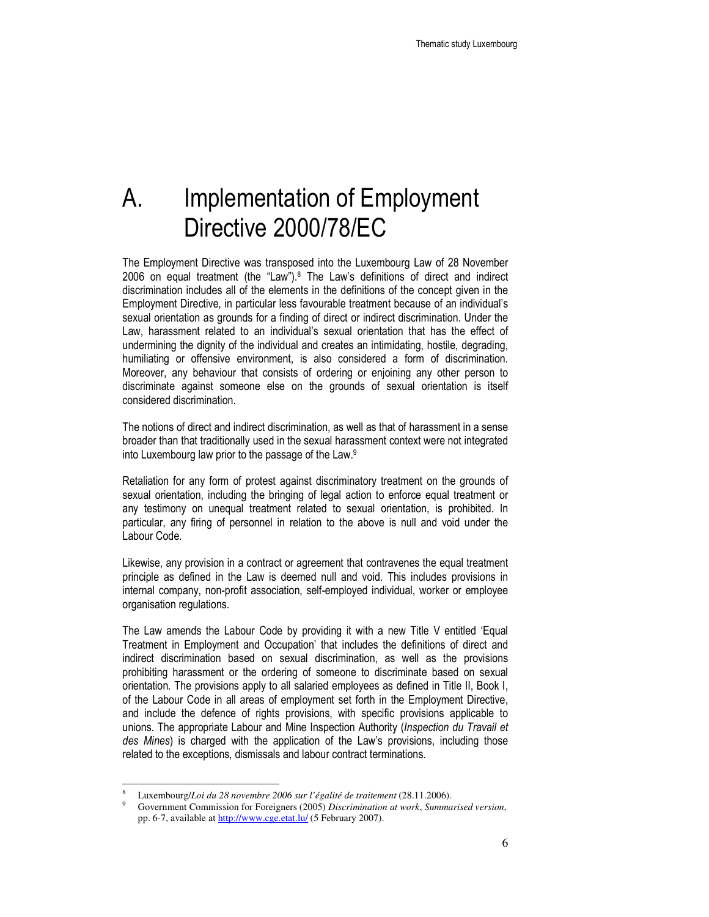# A. Implementation of Employment Directive 2000/78/EC

The Employment Directive was transposed into the Luxembourg Law of 28 November 2006 on equal treatment (the "Law").[8] The Law's definitions of direct and indirect discrimination includes all of the elements in the definitions of the concept given in the Employment Directive, in particular less favourable treatment because of an individual's sexual orientation as grounds for a finding of direct or indirect discrimination. Under the Law, harassment related to an individual's sexual orientation that has the effect of undermining the dignity of the individual and creates an intimidating, hostile, degrading, humiliating or offensive environment, is also considered a form of discrimination. Moreover, any behaviour that consists of ordering or enjoining any other person to discriminate against someone else on the grounds of sexual orientation is itself considered discrimination.

The notions of direct and indirect discrimination, as well as that of harassment in a sense broader than that traditionally used in the sexual harassment context were not integrated into Luxembourg law prior to the passage of the Law.[9]

Retaliation for any form of protest against discriminatory treatment on the grounds of sexual orientation, including the bringing of legal action to enforce equal treatment or any testimony on unequal treatment related to sexual orientation, is prohibited. In particular, any firing of personnel in relation to the above is null and void under the Labour Code.

Likewise, any provision in a contract or agreement that contravenes the equal treatment principle as defined in the Law is deemed null and void. This includes provisions in internal company, non-profit association, self-employed individual, worker or employee organisation regulations.

The Law amends the Labour Code by providing it with a new Title V entitled 'Equal Treatment in Employment and Occupation' that includes the definitions of direct and indirect discrimination based on sexual discrimination, as well as the provisions prohibiting harassment or the ordering of someone to discriminate based on sexual orientation. The provisions apply to all salaried employees as defined in Title II, Book I, of the Labour Code in all areas of employment set forth in the Employment Directive, and include the defence of rights provisions, with specific provisions applicable to unions. The appropriate Labour and Mine Inspection Authority (*Inspection du Travail et des Mines*) is charged with the application of the Law's provisions, including those related to the exceptions, dismissals and labour contract terminations.

---

[8] Luxembourg/*Loi du 28 novembre 2006 sur l'égalité de traitement* (28.11.2006).

[9] Government Commission for Foreigners (2005) *Discrimination at work*, *Summarised version*, pp. 6-7, available at http://www.cge.etat.lu/ (5 February 2007).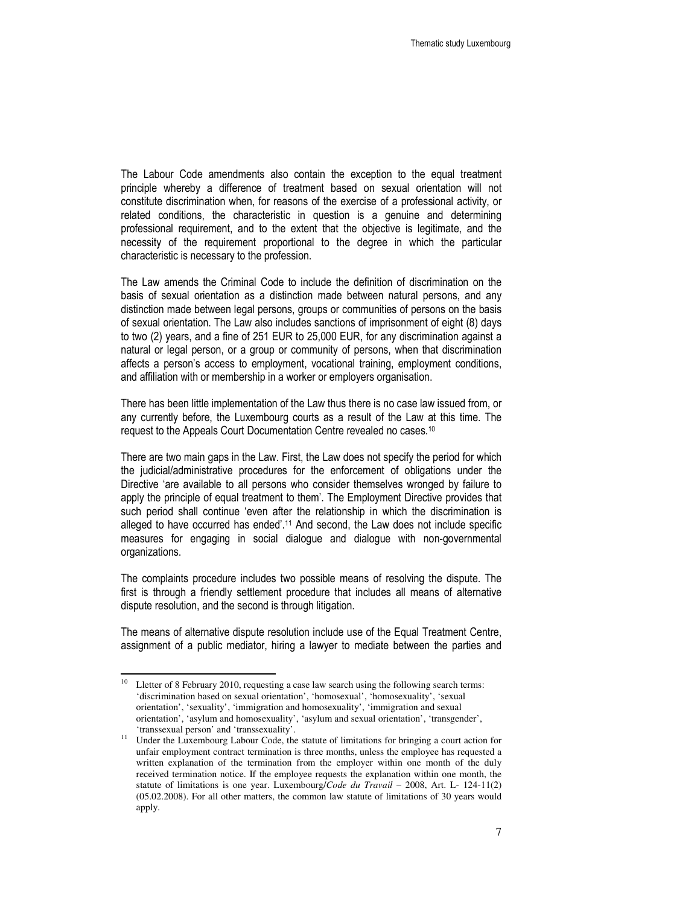The Labour Code amendments also contain the exception to the equal treatment principle whereby a difference of treatment based on sexual orientation will not constitute discrimination when, for reasons of the exercise of a professional activity, or related conditions, the characteristic in question is a genuine and determining professional requirement, and to the extent that the objective is legitimate, and the necessity of the requirement proportional to the degree in which the particular characteristic is necessary to the profession.

The Law amends the Criminal Code to include the definition of discrimination on the basis of sexual orientation as a distinction made between natural persons, and any distinction made between legal persons, groups or communities of persons on the basis of sexual orientation. The Law also includes sanctions of imprisonment of eight (8) days to two (2) years, and a fine of 251 EUR to 25,000 EUR, for any discrimination against a natural or legal person, or a group or community of persons, when that discrimination affects a person's access to employment, vocational training, employment conditions, and affiliation with or membership in a worker or employers organisation.

There has been little implementation of the Law thus there is no case law issued from, or any currently before, the Luxembourg courts as a result of the Law at this time. The request to the Appeals Court Documentation Centre revealed no cases.[10]

There are two main gaps in the Law. First, the Law does not specify the period for which the judicial/administrative procedures for the enforcement of obligations under the Directive 'are available to all persons who consider themselves wronged by failure to apply the principle of equal treatment to them'. The Employment Directive provides that such period shall continue 'even after the relationship in which the discrimination is alleged to have occurred has ended'.[11] And second, the Law does not include specific measures for engaging in social dialogue and dialogue with non-governmental organizations.

The complaints procedure includes two possible means of resolving the dispute. The first is through a friendly settlement procedure that includes all means of alternative dispute resolution, and the second is through litigation.

The means of alternative dispute resolution include use of the Equal Treatment Centre, assignment of a public mediator, hiring a lawyer to mediate between the parties and

---

[10] Lletter of 8 February 2010, requesting a case law search using the following search terms: 'discrimination based on sexual orientation', 'homosexual', 'homosexuality', 'sexual orientation', 'sexuality', 'immigration and homosexuality', 'immigration and sexual orientation', 'asylum and homosexuality', 'asylum and sexual orientation', 'transgender', 'transsexual person' and 'transsexuality'.

[11] Under the Luxembourg Labour Code, the statute of limitations for bringing a court action for unfair employment contract termination is three months, unless the employee has requested a written explanation of the termination from the employer within one month of the duly received termination notice. If the employee requests the explanation within one month, the statute of limitations is one year. Luxembourg/*Code du Travail* – 2008, Art. L- 124-11(2) (05.02.2008). For all other matters, the common law statute of limitations of 30 years would apply.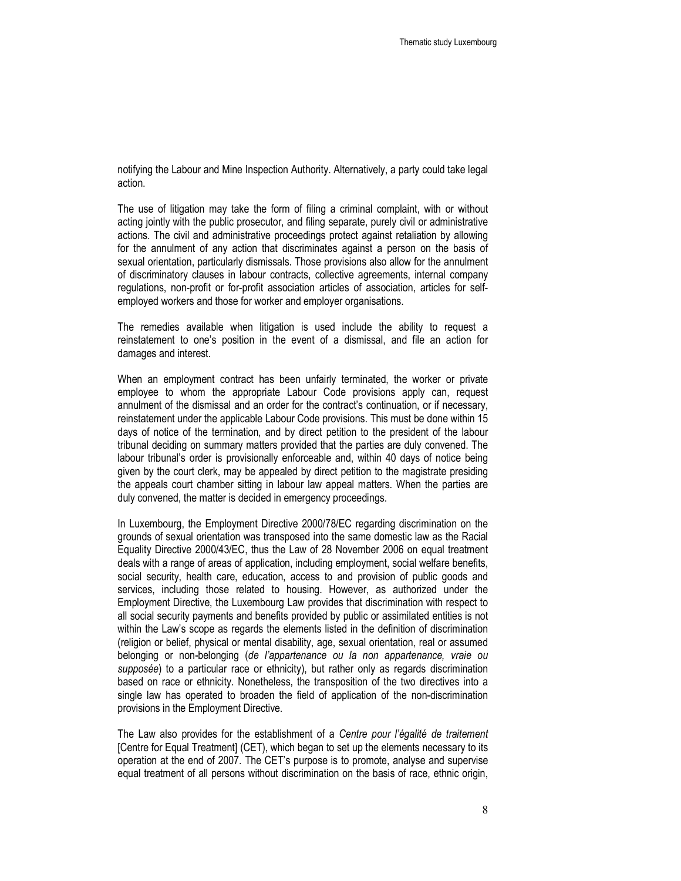notifying the Labour and Mine Inspection Authority. Alternatively, a party could take legal action.

The use of litigation may take the form of filing a criminal complaint, with or without acting jointly with the public prosecutor, and filing separate, purely civil or administrative actions. The civil and administrative proceedings protect against retaliation by allowing for the annulment of any action that discriminates against a person on the basis of sexual orientation, particularly dismissals. Those provisions also allow for the annulment of discriminatory clauses in labour contracts, collective agreements, internal company regulations, non-profit or for-profit association articles of association, articles for self-employed workers and those for worker and employer organisations.

The remedies available when litigation is used include the ability to request a reinstatement to one's position in the event of a dismissal, and file an action for damages and interest.

When an employment contract has been unfairly terminated, the worker or private employee to whom the appropriate Labour Code provisions apply can, request annulment of the dismissal and an order for the contract's continuation, or if necessary, reinstatement under the applicable Labour Code provisions. This must be done within 15 days of notice of the termination, and by direct petition to the president of the labour tribunal deciding on summary matters provided that the parties are duly convened. The labour tribunal's order is provisionally enforceable and, within 40 days of notice being given by the court clerk, may be appealed by direct petition to the magistrate presiding the appeals court chamber sitting in labour law appeal matters. When the parties are duly convened, the matter is decided in emergency proceedings.

In Luxembourg, the Employment Directive 2000/78/EC regarding discrimination on the grounds of sexual orientation was transposed into the same domestic law as the Racial Equality Directive 2000/43/EC, thus the Law of 28 November 2006 on equal treatment deals with a range of areas of application, including employment, social welfare benefits, social security, health care, education, access to and provision of public goods and services, including those related to housing. However, as authorized under the Employment Directive, the Luxembourg Law provides that discrimination with respect to all social security payments and benefits provided by public or assimilated entities is not within the Law's scope as regards the elements listed in the definition of discrimination (religion or belief, physical or mental disability, age, sexual orientation, real or assumed belonging or non-belonging (*de l'appartenance ou la non appartenance, vraie ou supposée*) to a particular race or ethnicity), but rather only as regards discrimination based on race or ethnicity. Nonetheless, the transposition of the two directives into a single law has operated to broaden the field of application of the non-discrimination provisions in the Employment Directive.

The Law also provides for the establishment of a *Centre pour l'égalité de traitement* [Centre for Equal Treatment] (CET), which began to set up the elements necessary to its operation at the end of 2007. The CET's purpose is to promote, analyse and supervise equal treatment of all persons without discrimination on the basis of race, ethnic origin,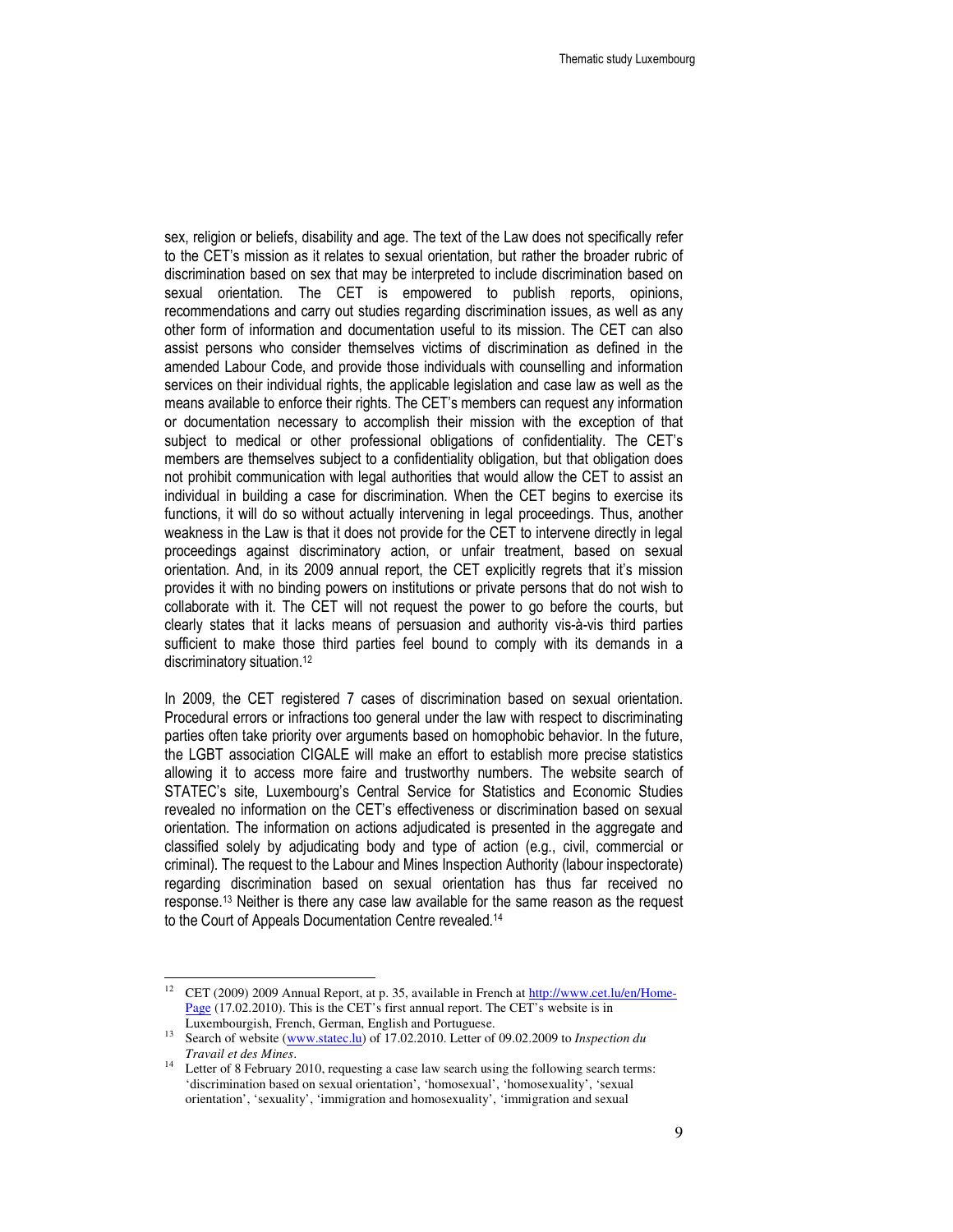sex, religion or beliefs, disability and age. The text of the Law does not specifically refer to the CET's mission as it relates to sexual orientation, but rather the broader rubric of discrimination based on sex that may be interpreted to include discrimination based on sexual orientation. The CET is empowered to publish reports, opinions, recommendations and carry out studies regarding discrimination issues, as well as any other form of information and documentation useful to its mission. The CET can also assist persons who consider themselves victims of discrimination as defined in the amended Labour Code, and provide those individuals with counselling and information services on their individual rights, the applicable legislation and case law as well as the means available to enforce their rights. The CET's members can request any information or documentation necessary to accomplish their mission with the exception of that subject to medical or other professional obligations of confidentiality. The CET's members are themselves subject to a confidentiality obligation, but that obligation does not prohibit communication with legal authorities that would allow the CET to assist an individual in building a case for discrimination. When the CET begins to exercise its functions, it will do so without actually intervening in legal proceedings. Thus, another weakness in the Law is that it does not provide for the CET to intervene directly in legal proceedings against discriminatory action, or unfair treatment, based on sexual orientation. And, in its 2009 annual report, the CET explicitly regrets that it's mission provides it with no binding powers on institutions or private persons that do not wish to collaborate with it. The CET will not request the power to go before the courts, but clearly states that it lacks means of persuasion and authority vis-à-vis third parties sufficient to make those third parties feel bound to comply with its demands in a discriminatory situation.[12]

In 2009, the CET registered 7 cases of discrimination based on sexual orientation. Procedural errors or infractions too general under the law with respect to discriminating parties often take priority over arguments based on homophobic behavior. In the future, the LGBT association CIGALE will make an effort to establish more precise statistics allowing it to access more faire and trustworthy numbers. The website search of STATEC's site, Luxembourg's Central Service for Statistics and Economic Studies revealed no information on the CET's effectiveness or discrimination based on sexual orientation. The information on actions adjudicated is presented in the aggregate and classified solely by adjudicating body and type of action (e.g., civil, commercial or criminal). The request to the Labour and Mines Inspection Authority (labour inspectorate) regarding discrimination based on sexual orientation has thus far received no response.[13] Neither is there any case law available for the same reason as the request to the Court of Appeals Documentation Centre revealed.[14]

---

[12] CET (2009) 2009 Annual Report, at p. 35, available in French at http://www.cet.lu/en/Home-Page (17.02.2010). This is the CET's first annual report. The CET's website is in Luxembourgish, French, German, English and Portuguese.

[13] Search of website (www.statec.lu) of 17.02.2010. Letter of 09.02.2009 to *Inspection du Travail et des Mines*.

[14] Letter of 8 February 2010, requesting a case law search using the following search terms: 'discrimination based on sexual orientation', 'homosexual', 'homosexuality', 'sexual orientation', 'sexuality', 'immigration and homosexuality', 'immigration and sexual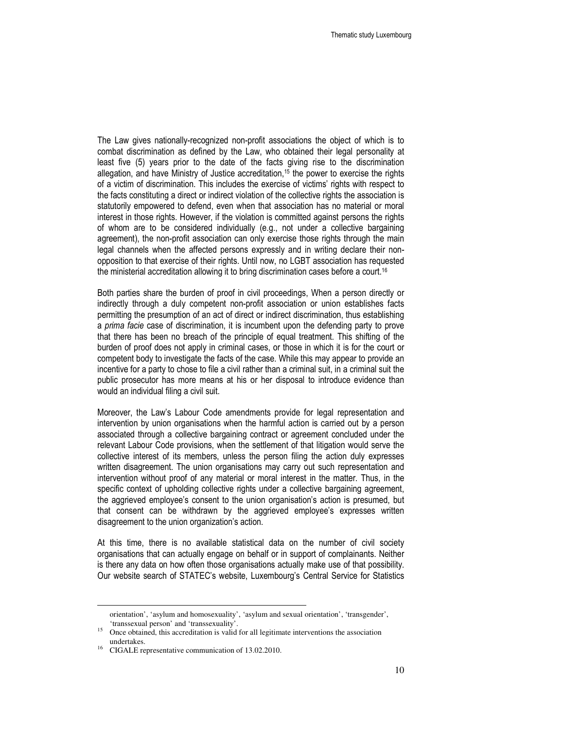The Law gives nationally-recognized non-profit associations the object of which is to combat discrimination as defined by the Law, who obtained their legal personality at least five (5) years prior to the date of the facts giving rise to the discrimination allegation, and have Ministry of Justice accreditation,[15] the power to exercise the rights of a victim of discrimination. This includes the exercise of victims' rights with respect to the facts constituting a direct or indirect violation of the collective rights the association is statutorily empowered to defend, even when that association has no material or moral interest in those rights. However, if the violation is committed against persons the rights of whom are to be considered individually (e.g., not under a collective bargaining agreement), the non-profit association can only exercise those rights through the main legal channels when the affected persons expressly and in writing declare their non-opposition to that exercise of their rights. Until now, no LGBT association has requested the ministerial accreditation allowing it to bring discrimination cases before a court.[16]

Both parties share the burden of proof in civil proceedings, When a person directly or indirectly through a duly competent non-profit association or union establishes facts permitting the presumption of an act of direct or indirect discrimination, thus establishing a *prima facie* case of discrimination, it is incumbent upon the defending party to prove that there has been no breach of the principle of equal treatment. This shifting of the burden of proof does not apply in criminal cases, or those in which it is for the court or competent body to investigate the facts of the case. While this may appear to provide an incentive for a party to chose to file a civil rather than a criminal suit, in a criminal suit the public prosecutor has more means at his or her disposal to introduce evidence than would an individual filing a civil suit.

Moreover, the Law's Labour Code amendments provide for legal representation and intervention by union organisations when the harmful action is carried out by a person associated through a collective bargaining contract or agreement concluded under the relevant Labour Code provisions, when the settlement of that litigation would serve the collective interest of its members, unless the person filing the action duly expresses written disagreement. The union organisations may carry out such representation and intervention without proof of any material or moral interest in the matter. Thus, in the specific context of upholding collective rights under a collective bargaining agreement, the aggrieved employee's consent to the union organisation's action is presumed, but that consent can be withdrawn by the aggrieved employee's expresses written disagreement to the union organization's action.

At this time, there is no available statistical data on the number of civil society organisations that can actually engage on behalf or in support of complainants. Neither is there any data on how often those organisations actually make use of that possibility. Our website search of STATEC's website, Luxembourg's Central Service for Statistics

---

orientation', 'asylum and homosexuality', 'asylum and sexual orientation', 'transgender', 'transsexual person' and 'transsexuality'.

[15] Once obtained, this accreditation is valid for all legitimate interventions the association undertakes.

[16] CIGALE representative communication of 13.02.2010.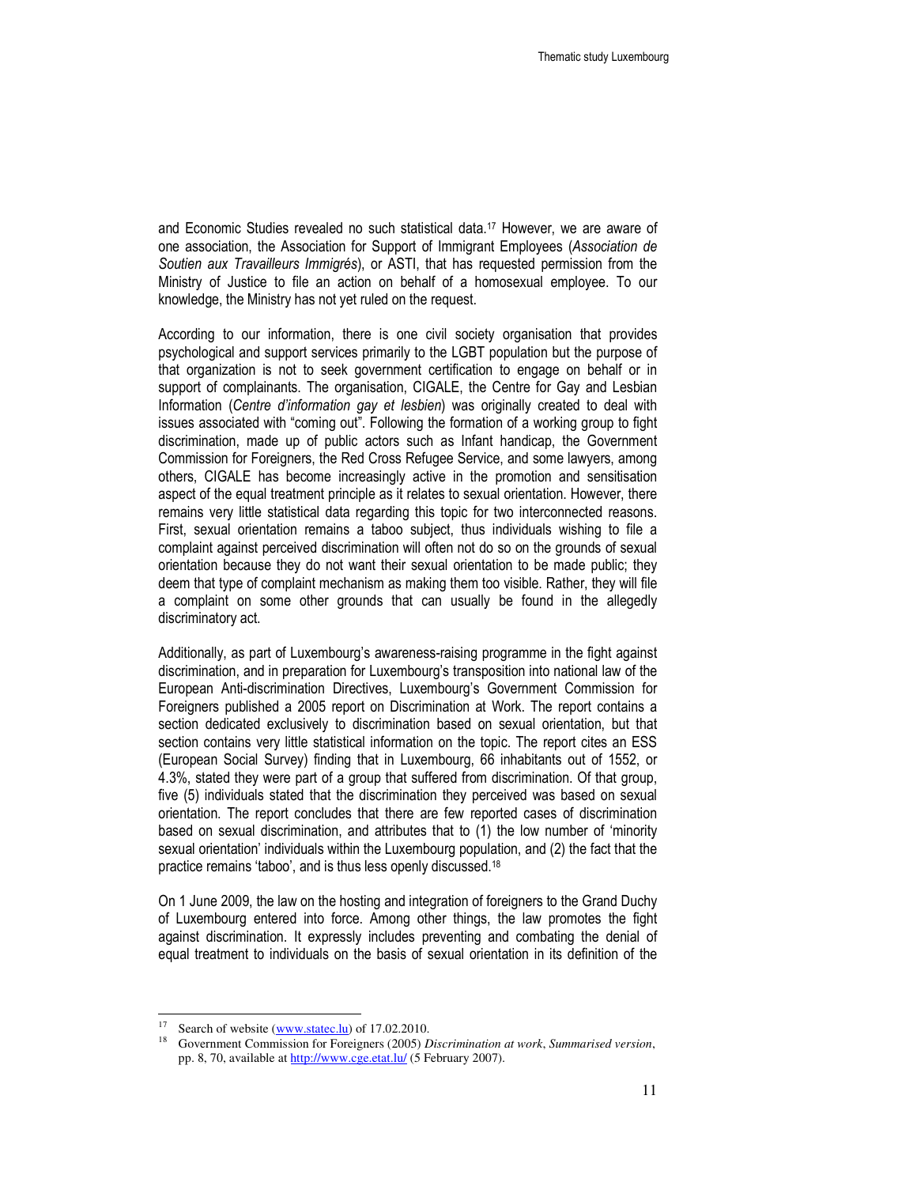and Economic Studies revealed no such statistical data.[17] However, we are aware of one association, the Association for Support of Immigrant Employees (*Association de Soutien aux Travailleurs Immigrés*), or ASTI, that has requested permission from the Ministry of Justice to file an action on behalf of a homosexual employee. To our knowledge, the Ministry has not yet ruled on the request.

According to our information, there is one civil society organisation that provides psychological and support services primarily to the LGBT population but the purpose of that organization is not to seek government certification to engage on behalf or in support of complainants. The organisation, CIGALE, the Centre for Gay and Lesbian Information (*Centre d'information gay et lesbien*) was originally created to deal with issues associated with "coming out". Following the formation of a working group to fight discrimination, made up of public actors such as Infant handicap, the Government Commission for Foreigners, the Red Cross Refugee Service, and some lawyers, among others, CIGALE has become increasingly active in the promotion and sensitisation aspect of the equal treatment principle as it relates to sexual orientation. However, there remains very little statistical data regarding this topic for two interconnected reasons. First, sexual orientation remains a taboo subject, thus individuals wishing to file a complaint against perceived discrimination will often not do so on the grounds of sexual orientation because they do not want their sexual orientation to be made public; they deem that type of complaint mechanism as making them too visible. Rather, they will file a complaint on some other grounds that can usually be found in the allegedly discriminatory act.

Additionally, as part of Luxembourg's awareness-raising programme in the fight against discrimination, and in preparation for Luxembourg's transposition into national law of the European Anti-discrimination Directives, Luxembourg's Government Commission for Foreigners published a 2005 report on Discrimination at Work. The report contains a section dedicated exclusively to discrimination based on sexual orientation, but that section contains very little statistical information on the topic. The report cites an ESS (European Social Survey) finding that in Luxembourg, 66 inhabitants out of 1552, or 4.3%, stated they were part of a group that suffered from discrimination. Of that group, five (5) individuals stated that the discrimination they perceived was based on sexual orientation. The report concludes that there are few reported cases of discrimination based on sexual discrimination, and attributes that to (1) the low number of 'minority sexual orientation' individuals within the Luxembourg population, and (2) the fact that the practice remains 'taboo', and is thus less openly discussed.[18]

On 1 June 2009, the law on the hosting and integration of foreigners to the Grand Duchy of Luxembourg entered into force. Among other things, the law promotes the fight against discrimination. It expressly includes preventing and combating the denial of equal treatment to individuals on the basis of sexual orientation in its definition of the

---

[17] Search of website (www.statec.lu) of 17.02.2010.

[18] Government Commission for Foreigners (2005) *Discrimination at work*, *Summarised version*, pp. 8, 70, available at http://www.cge.etat.lu/ (5 February 2007).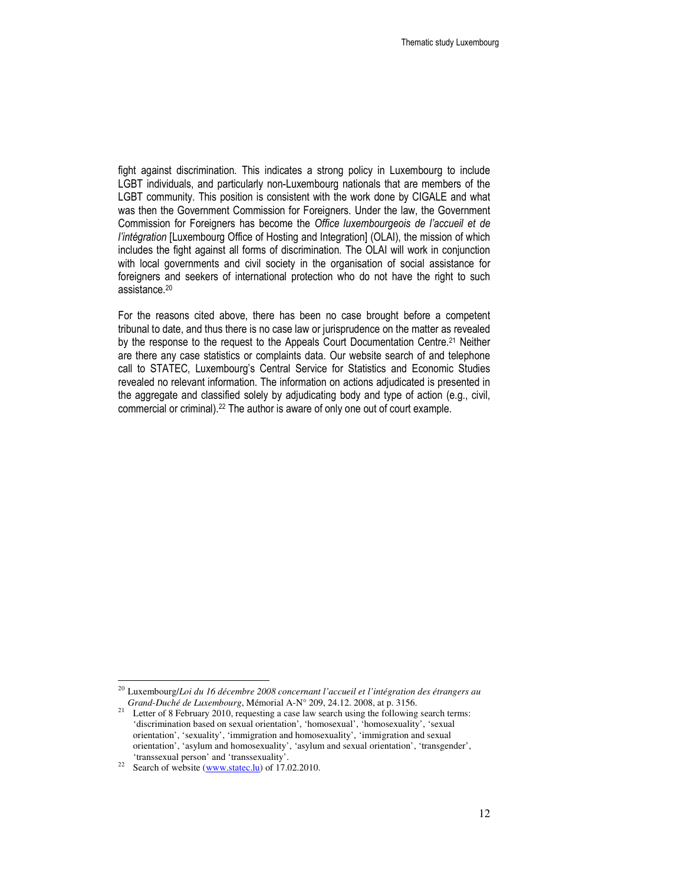fight against discrimination. This indicates a strong policy in Luxembourg to include LGBT individuals, and particularly non-Luxembourg nationals that are members of the LGBT community. This position is consistent with the work done by CIGALE and what was then the Government Commission for Foreigners. Under the law, the Government Commission for Foreigners has become the *Office luxembourgeois de l'accueil et de l'intégration* [Luxembourg Office of Hosting and Integration] (OLAI), the mission of which includes the fight against all forms of discrimination. The OLAI will work in conjunction with local governments and civil society in the organisation of social assistance for foreigners and seekers of international protection who do not have the right to such assistance.[20]

For the reasons cited above, there has been no case brought before a competent tribunal to date, and thus there is no case law or jurisprudence on the matter as revealed by the response to the request to the Appeals Court Documentation Centre.[21] Neither are there any case statistics or complaints data. Our website search of and telephone call to STATEC, Luxembourg's Central Service for Statistics and Economic Studies revealed no relevant information. The information on actions adjudicated is presented in the aggregate and classified solely by adjudicating body and type of action (e.g., civil, commercial or criminal).[22] The author is aware of only one out of court example.

---

[20] Luxembourg/*Loi du 16 décembre 2008 concernant l'accueil et l'intégration des étrangers au Grand-Duché de Luxembourg*, Mémorial A-N° 209, 24.12. 2008, at p. 3156.

[21] Letter of 8 February 2010, requesting a case law search using the following search terms: 'discrimination based on sexual orientation', 'homosexual', 'homosexuality', 'sexual orientation', 'sexuality', 'immigration and homosexuality', 'immigration and sexual orientation', 'asylum and homosexuality', 'asylum and sexual orientation', 'transgender', 'transsexual person' and 'transsexuality'.

[22] Search of website (www.statec.lu) of 17.02.2010.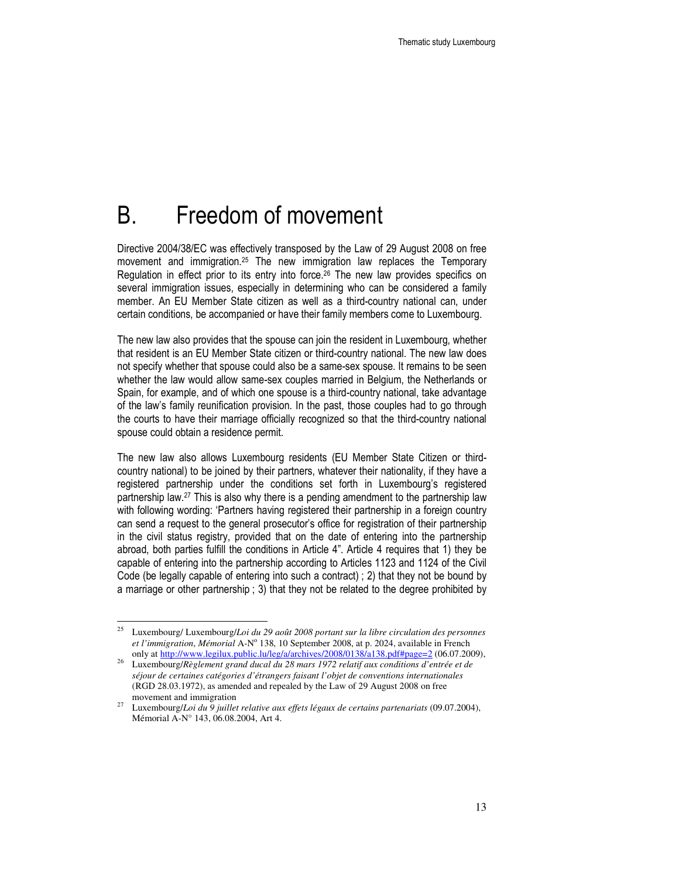# B. Freedom of movement

Directive 2004/38/EC was effectively transposed by the Law of 29 August 2008 on free movement and immigration.[25] The new immigration law replaces the Temporary Regulation in effect prior to its entry into force.[26] The new law provides specifics on several immigration issues, especially in determining who can be considered a family member. An EU Member State citizen as well as a third-country national can, under certain conditions, be accompanied or have their family members come to Luxembourg.

The new law also provides that the spouse can join the resident in Luxembourg, whether that resident is an EU Member State citizen or third-country national. The new law does not specify whether that spouse could also be a same-sex spouse. It remains to be seen whether the law would allow same-sex couples married in Belgium, the Netherlands or Spain, for example, and of which one spouse is a third-country national, take advantage of the law's family reunification provision. In the past, those couples had to go through the courts to have their marriage officially recognized so that the third-country national spouse could obtain a residence permit.

The new law also allows Luxembourg residents (EU Member State Citizen or third-country national) to be joined by their partners, whatever their nationality, if they have a registered partnership under the conditions set forth in Luxembourg's registered partnership law.[27] This is also why there is a pending amendment to the partnership law with following wording: 'Partners having registered their partnership in a foreign country can send a request to the general prosecutor's office for registration of their partnership in the civil status registry, provided that on the date of entering into the partnership abroad, both parties fulfill the conditions in Article 4". Article 4 requires that 1) they be capable of entering into the partnership according to Articles 1123 and 1124 of the Civil Code (be legally capable of entering into such a contract) ; 2) that they not be bound by a marriage or other partnership ; 3) that they not be related to the degree prohibited by

---

[25] Luxembourg/ Luxembourg/*Loi du 29 août 2008 portant sur la libre circulation des personnes et l'immigration*, *Mémorial* A-Nº 138, 10 September 2008, at p. 2024, available in French only at http://www.legilux.public.lu/leg/a/archives/2008/0138/a138.pdf#page=2 (06.07.2009),

[26] Luxembourg/*Règlement grand ducal du 28 mars 1972 relatif aux conditions d'entrée et de séjour de certaines catégories d'étrangers faisant l'objet de conventions internationales* (RGD 28.03.1972), as amended and repealed by the Law of 29 August 2008 on free movement and immigration

[27] Luxembourg/*Loi du 9 juillet relative aux effets légaux de certains partenariats* (09.07.2004), Mémorial A-N° 143, 06.08.2004, Art 4.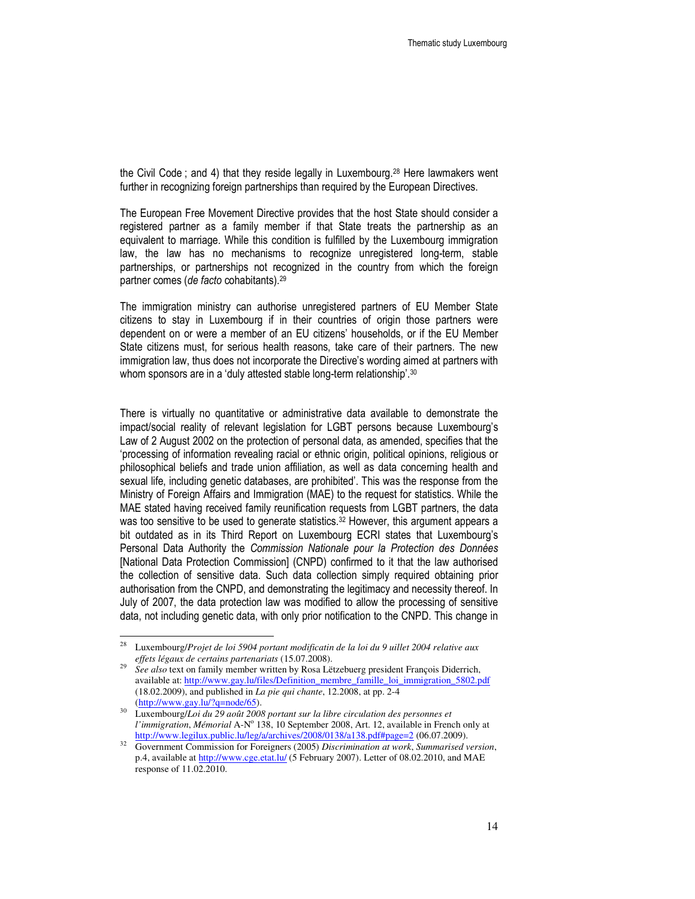the Civil Code ; and 4) that they reside legally in Luxembourg.[28] Here lawmakers went further in recognizing foreign partnerships than required by the European Directives.

The European Free Movement Directive provides that the host State should consider a registered partner as a family member if that State treats the partnership as an equivalent to marriage. While this condition is fulfilled by the Luxembourg immigration law, the law has no mechanisms to recognize unregistered long-term, stable partnerships, or partnerships not recognized in the country from which the foreign partner comes (*de facto* cohabitants).[29]

The immigration ministry can authorise unregistered partners of EU Member State citizens to stay in Luxembourg if in their countries of origin those partners were dependent on or were a member of an EU citizens' households, or if the EU Member State citizens must, for serious health reasons, take care of their partners. The new immigration law, thus does not incorporate the Directive's wording aimed at partners with whom sponsors are in a 'duly attested stable long-term relationship'.[30]

There is virtually no quantitative or administrative data available to demonstrate the impact/social reality of relevant legislation for LGBT persons because Luxembourg's Law of 2 August 2002 on the protection of personal data, as amended, specifies that the 'processing of information revealing racial or ethnic origin, political opinions, religious or philosophical beliefs and trade union affiliation, as well as data concerning health and sexual life, including genetic databases, are prohibited'. This was the response from the Ministry of Foreign Affairs and Immigration (MAE) to the request for statistics. While the MAE stated having received family reunification requests from LGBT partners, the data was too sensitive to be used to generate statistics.[32] However, this argument appears a bit outdated as in its Third Report on Luxembourg ECRI states that Luxembourg's Personal Data Authority the *Commission Nationale pour la Protection des Données* [National Data Protection Commission] (CNPD) confirmed to it that the law authorised the collection of sensitive data. Such data collection simply required obtaining prior authorisation from the CNPD, and demonstrating the legitimacy and necessity thereof. In July of 2007, the data protection law was modified to allow the processing of sensitive data, not including genetic data, with only prior notification to the CNPD. This change in

---

[28] Luxembourg/*Projet de loi 5904 portant modificatin de la loi du 9 uillet 2004 relative aux effets légaux de certains partenariats* (15.07.2008).

[29] *See also* text on family member written by Rosa Lëtzebuerg president François Diderrich, available at: http://www.gay.lu/files/Definition_membre_famille_loi_immigration_5802.pdf (18.02.2009), and published in *La pie qui chante*, 12.2008, at pp. 2-4 (http://www.gay.lu/?q=node/65).

[30] Luxembourg/*Loi du 29 août 2008 portant sur la libre circulation des personnes et l'immigration*, *Mémorial* A-N° 138, 10 September 2008, Art. 12, available in French only at http://www.legilux.public.lu/leg/a/archives/2008/0138/a138.pdf#page=2 (06.07.2009).

[32] Government Commission for Foreigners (2005) *Discrimination at work*, *Summarised version*, p.4, available at http://www.cge.etat.lu/ (5 February 2007). Letter of 08.02.2010, and MAE response of 11.02.2010.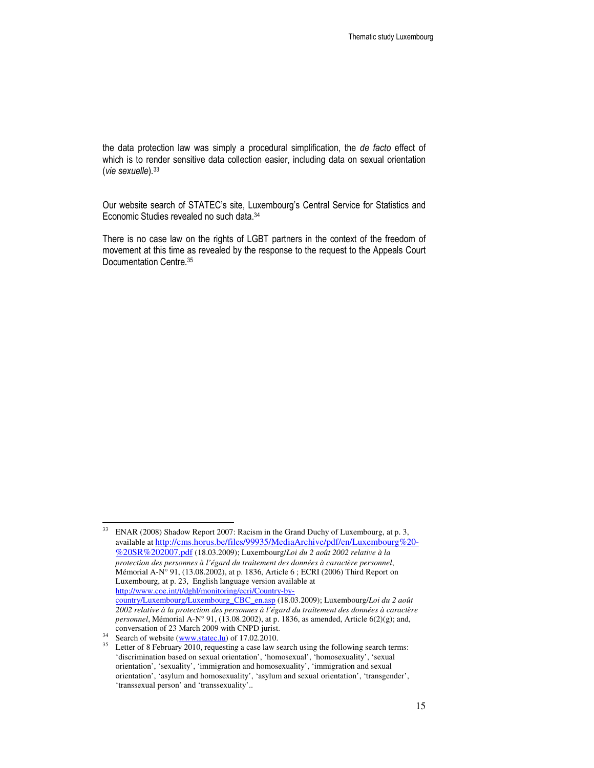the data protection law was simply a procedural simplification, the *de facto* effect of which is to render sensitive data collection easier, including data on sexual orientation (*vie sexuelle*).[33]

Our website search of STATEC's site, Luxembourg's Central Service for Statistics and Economic Studies revealed no such data.[34]

There is no case law on the rights of LGBT partners in the context of the freedom of movement at this time as revealed by the response to the request to the Appeals Court Documentation Centre.[35]

---

[33] ENAR (2008) Shadow Report 2007: Racism in the Grand Duchy of Luxembourg, at p. 3, available at http://cms.horus.be/files/99935/MediaArchive/pdf/en/Luxembourg%20-%20SR%202007.pdf (18.03.2009); Luxembourg/*Loi du 2 août 2002 relative à la protection des personnes à l'égard du traitement des données à caractère personnel*, Mémorial A-N° 91, (13.08.2002), at p. 1836, Article 6 ; ECRI (2006) Third Report on Luxembourg, at p. 23, English language version available at http://www.coe.int/t/dghl/monitoring/ecri/Country-by-country/Luxembourg/Luxembourg_CBC_en.asp (18.03.2009); Luxembourg/*Loi du 2 août 2002 relative à la protection des personnes à l'égard du traitement des données à caractère personnel*, Mémorial A-N° 91, (13.08.2002), at p. 1836, as amended, Article 6(2)(g); and, conversation of 23 March 2009 with CNPD jurist.

[34] Search of website (www.statec.lu) of 17.02.2010.

[35] Letter of 8 February 2010, requesting a case law search using the following search terms: 'discrimination based on sexual orientation', 'homosexual', 'homosexuality', 'sexual orientation', 'sexuality', 'immigration and homosexuality', 'immigration and sexual orientation', 'asylum and homosexuality', 'asylum and sexual orientation', 'transgender', 'transsexual person' and 'transsexuality'..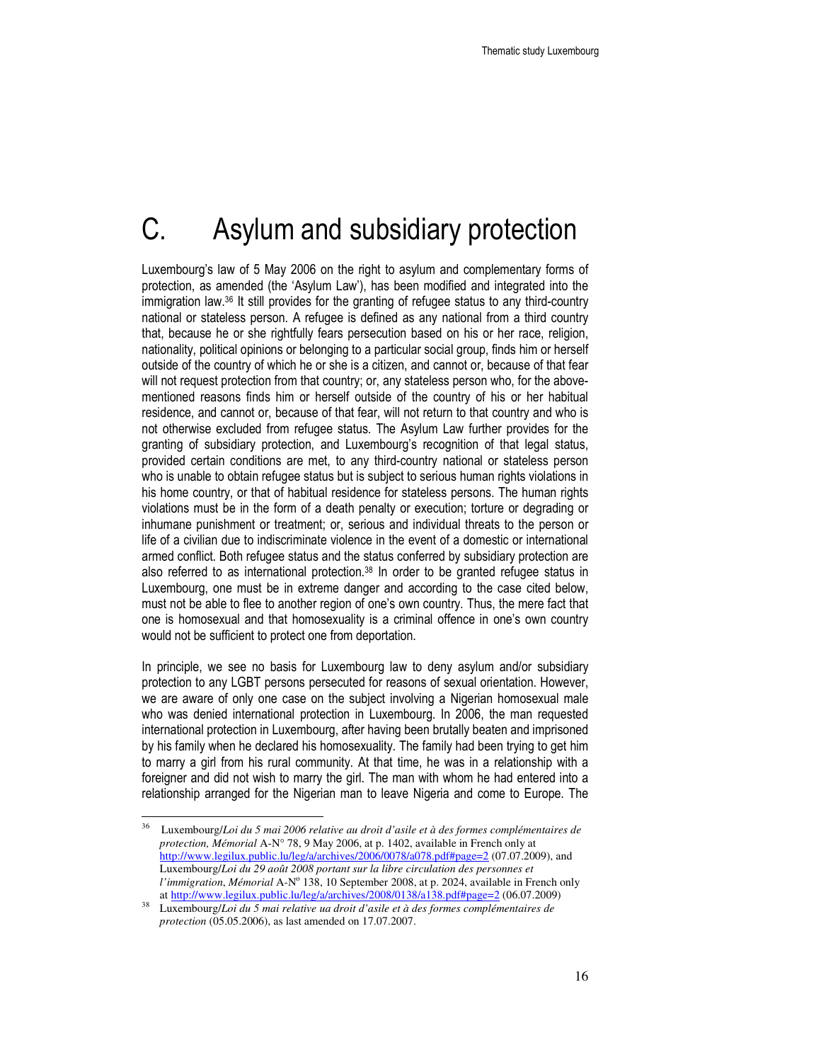# C. Asylum and subsidiary protection

Luxembourg's law of 5 May 2006 on the right to asylum and complementary forms of protection, as amended (the 'Asylum Law'), has been modified and integrated into the immigration law.[36] It still provides for the granting of refugee status to any third-country national or stateless person. A refugee is defined as any national from a third country that, because he or she rightfully fears persecution based on his or her race, religion, nationality, political opinions or belonging to a particular social group, finds him or herself outside of the country of which he or she is a citizen, and cannot or, because of that fear will not request protection from that country; or, any stateless person who, for the above-mentioned reasons finds him or herself outside of the country of his or her habitual residence, and cannot or, because of that fear, will not return to that country and who is not otherwise excluded from refugee status. The Asylum Law further provides for the granting of subsidiary protection, and Luxembourg's recognition of that legal status, provided certain conditions are met, to any third-country national or stateless person who is unable to obtain refugee status but is subject to serious human rights violations in his home country, or that of habitual residence for stateless persons. The human rights violations must be in the form of a death penalty or execution; torture or degrading or inhumane punishment or treatment; or, serious and individual threats to the person or life of a civilian due to indiscriminate violence in the event of a domestic or international armed conflict. Both refugee status and the status conferred by subsidiary protection are also referred to as international protection.[38] In order to be granted refugee status in Luxembourg, one must be in extreme danger and according to the case cited below, must not be able to flee to another region of one's own country. Thus, the mere fact that one is homosexual and that homosexuality is a criminal offence in one's own country would not be sufficient to protect one from deportation.

In principle, we see no basis for Luxembourg law to deny asylum and/or subsidiary protection to any LGBT persons persecuted for reasons of sexual orientation. However, we are aware of only one case on the subject involving a Nigerian homosexual male who was denied international protection in Luxembourg. In 2006, the man requested international protection in Luxembourg, after having been brutally beaten and imprisoned by his family when he declared his homosexuality. The family had been trying to get him to marry a girl from his rural community. At that time, he was in a relationship with a foreigner and did not wish to marry the girl. The man with whom he had entered into a relationship arranged for the Nigerian man to leave Nigeria and come to Europe. The

---

[36] Luxembourg/*Loi du 5 mai 2006 relative au droit d'asile et à des formes complémentaires de protection, Mémorial* A-N° 78, 9 May 2006, at p. 1402, available in French only at http://www.legilux.public.lu/leg/a/archives/2006/0078/a078.pdf#page=2 (07.07.2009), and Luxembourg/*Loi du 29 août 2008 portant sur la libre circulation des personnes et l'immigration*, *Mémorial* A-N° 138, 10 September 2008, at p. 2024, available in French only at http://www.legilux.public.lu/leg/a/archives/2008/0138/a138.pdf#page=2 (06.07.2009)

[38] Luxembourg/*Loi du 5 mai relative ua droit d'asile et à des formes complémentaires de protection* (05.05.2006), as last amended on 17.07.2007.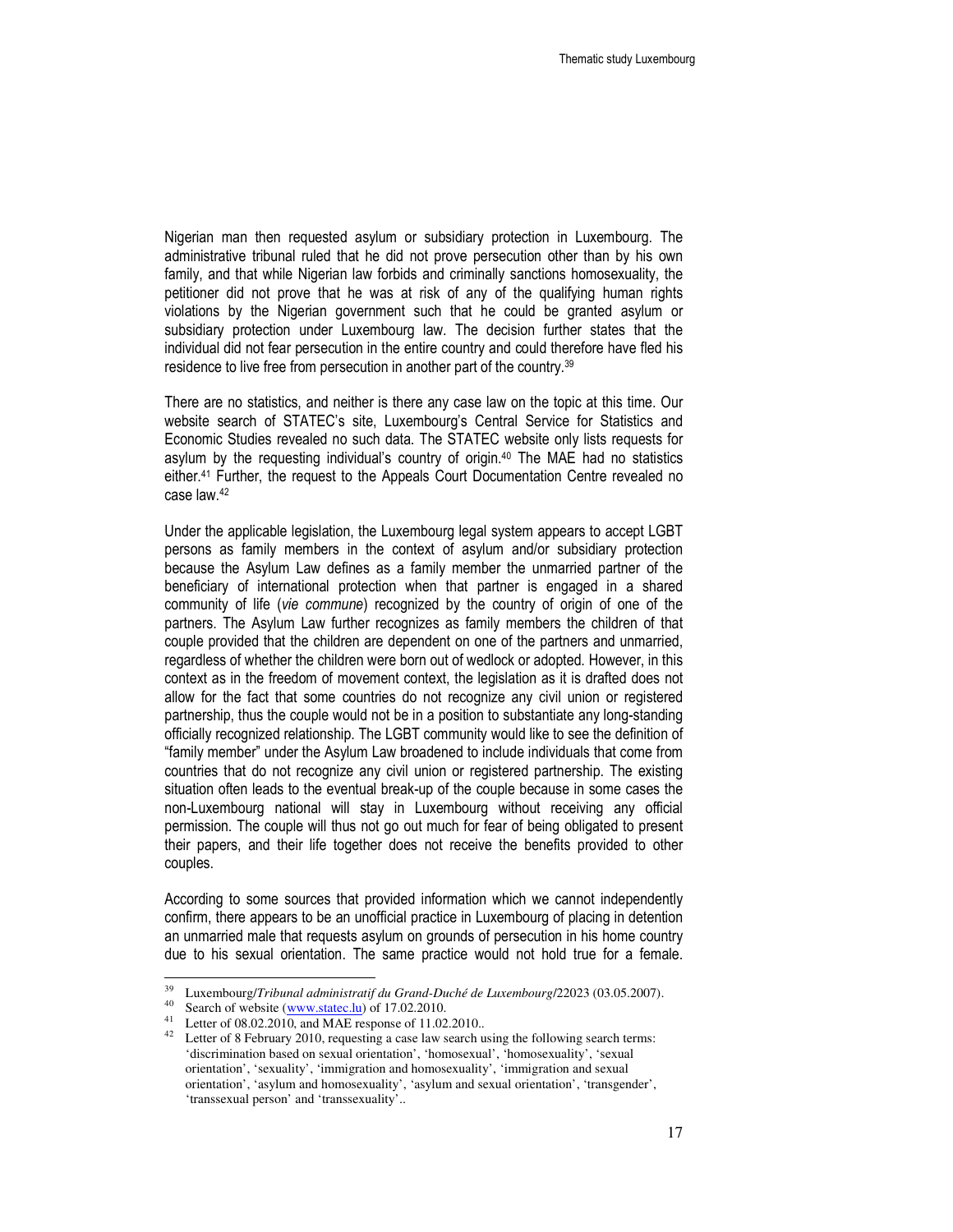Nigerian man then requested asylum or subsidiary protection in Luxembourg. The administrative tribunal ruled that he did not prove persecution other than by his own family, and that while Nigerian law forbids and criminally sanctions homosexuality, the petitioner did not prove that he was at risk of any of the qualifying human rights violations by the Nigerian government such that he could be granted asylum or subsidiary protection under Luxembourg law. The decision further states that the individual did not fear persecution in the entire country and could therefore have fled his residence to live free from persecution in another part of the country.[39]

There are no statistics, and neither is there any case law on the topic at this time. Our website search of STATEC's site, Luxembourg's Central Service for Statistics and Economic Studies revealed no such data. The STATEC website only lists requests for asylum by the requesting individual's country of origin.[40] The MAE had no statistics either.[41] Further, the request to the Appeals Court Documentation Centre revealed no case law.[42]

Under the applicable legislation, the Luxembourg legal system appears to accept LGBT persons as family members in the context of asylum and/or subsidiary protection because the Asylum Law defines as a family member the unmarried partner of the beneficiary of international protection when that partner is engaged in a shared community of life (*vie commune*) recognized by the country of origin of one of the partners. The Asylum Law further recognizes as family members the children of that couple provided that the children are dependent on one of the partners and unmarried, regardless of whether the children were born out of wedlock or adopted. However, in this context as in the freedom of movement context, the legislation as it is drafted does not allow for the fact that some countries do not recognize any civil union or registered partnership, thus the couple would not be in a position to substantiate any long-standing officially recognized relationship. The LGBT community would like to see the definition of "family member" under the Asylum Law broadened to include individuals that come from countries that do not recognize any civil union or registered partnership. The existing situation often leads to the eventual break-up of the couple because in some cases the non-Luxembourg national will stay in Luxembourg without receiving any official permission. The couple will thus not go out much for fear of being obligated to present their papers, and their life together does not receive the benefits provided to other couples.

According to some sources that provided information which we cannot independently confirm, there appears to be an unofficial practice in Luxembourg of placing in detention an unmarried male that requests asylum on grounds of persecution in his home country due to his sexual orientation. The same practice would not hold true for a female.

---

[39] Luxembourg/*Tribunal administratif du Grand-Duché de Luxembourg*/22023 (03.05.2007).

[40] Search of website (www.statec.lu) of 17.02.2010.

[41] Letter of 08.02.2010, and MAE response of 11.02.2010..

[42] Letter of 8 February 2010, requesting a case law search using the following search terms: 'discrimination based on sexual orientation', 'homosexual', 'homosexuality', 'sexual orientation', 'sexuality', 'immigration and homosexuality', 'immigration and sexual orientation', 'asylum and homosexuality', 'asylum and sexual orientation', 'transgender', 'transsexual person' and 'transsexuality'..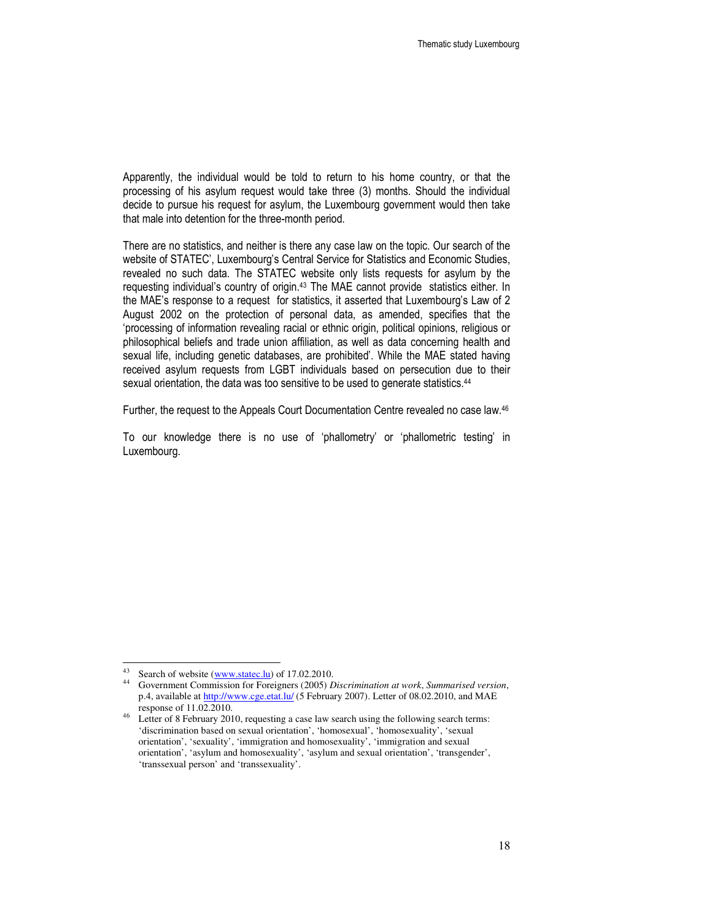Apparently, the individual would be told to return to his home country, or that the processing of his asylum request would take three (3) months. Should the individual decide to pursue his request for asylum, the Luxembourg government would then take that male into detention for the three-month period.

There are no statistics, and neither is there any case law on the topic. Our search of the website of STATEC', Luxembourg's Central Service for Statistics and Economic Studies, revealed no such data. The STATEC website only lists requests for asylum by the requesting individual's country of origin.[43] The MAE cannot provide statistics either. In the MAE's response to a request for statistics, it asserted that Luxembourg's Law of 2 August 2002 on the protection of personal data, as amended, specifies that the 'processing of information revealing racial or ethnic origin, political opinions, religious or philosophical beliefs and trade union affiliation, as well as data concerning health and sexual life, including genetic databases, are prohibited'. While the MAE stated having received asylum requests from LGBT individuals based on persecution due to their sexual orientation, the data was too sensitive to be used to generate statistics.[44]

Further, the request to the Appeals Court Documentation Centre revealed no case law.[46]

To our knowledge there is no use of 'phallometry' or 'phallometric testing' in Luxembourg.

---

[43] Search of website (www.statec.lu) of 17.02.2010.

[44] Government Commission for Foreigners (2005) *Discrimination at work*, *Summarised version*, p.4, available at http://www.cge.etat.lu/ (5 February 2007). Letter of 08.02.2010, and MAE response of 11.02.2010.

[46] Letter of 8 February 2010, requesting a case law search using the following search terms: 'discrimination based on sexual orientation', 'homosexual', 'homosexuality', 'sexual orientation', 'sexuality', 'immigration and homosexuality', 'immigration and sexual orientation', 'asylum and homosexuality', 'asylum and sexual orientation', 'transgender', 'transsexual person' and 'transsexuality'.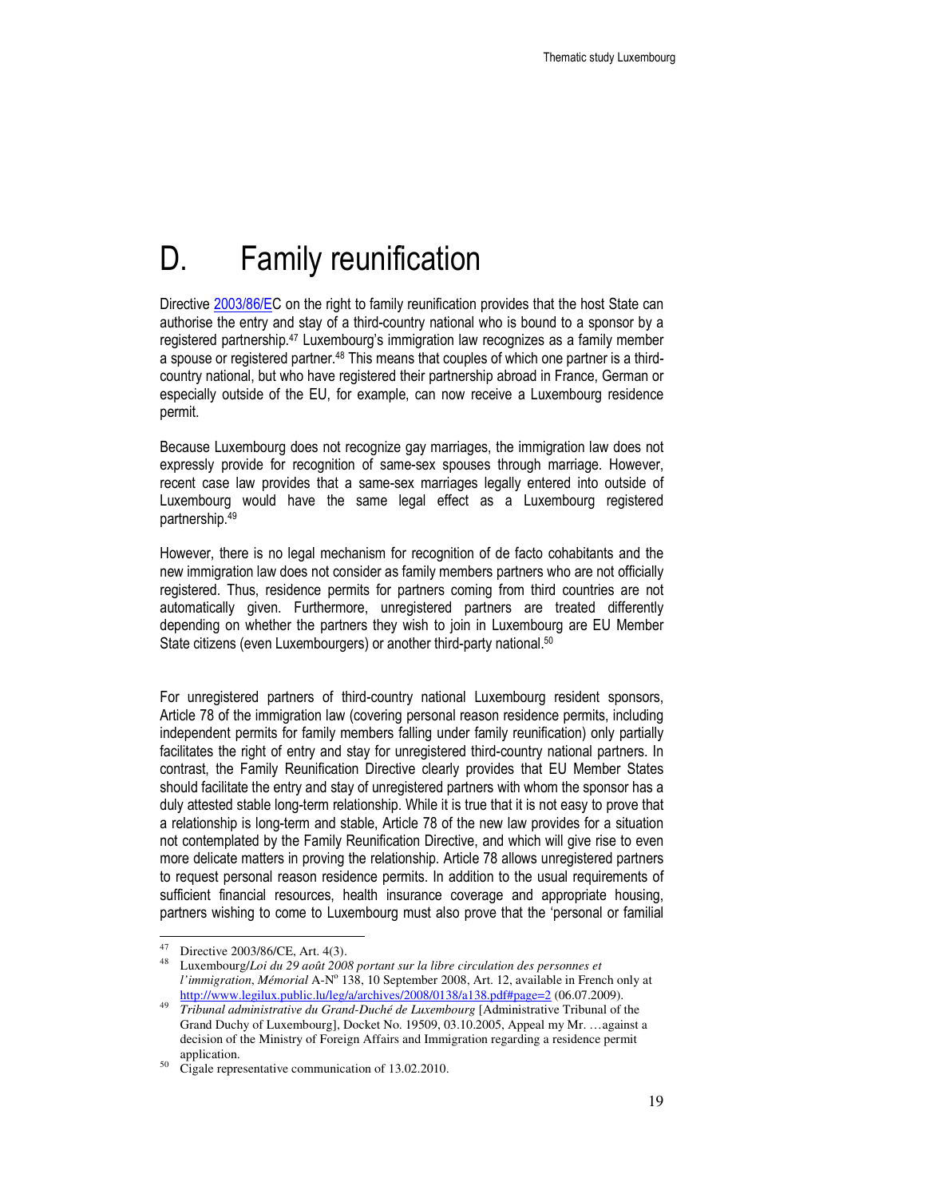# D. Family reunification

Directive [2003/86/EC](#) on the right to family reunification provides that the host State can authorise the entry and stay of a third-country national who is bound to a sponsor by a registered partnership.[47] Luxembourg's immigration law recognizes as a family member a spouse or registered partner.[48] This means that couples of which one partner is a third-country national, but who have registered their partnership abroad in France, German or especially outside of the EU, for example, can now receive a Luxembourg residence permit.

Because Luxembourg does not recognize gay marriages, the immigration law does not expressly provide for recognition of same-sex spouses through marriage. However, recent case law provides that a same-sex marriages legally entered into outside of Luxembourg would have the same legal effect as a Luxembourg registered partnership.[49]

However, there is no legal mechanism for recognition of de facto cohabitants and the new immigration law does not consider as family members partners who are not officially registered. Thus, residence permits for partners coming from third countries are not automatically given. Furthermore, unregistered partners are treated differently depending on whether the partners they wish to join in Luxembourg are EU Member State citizens (even Luxembourgers) or another third-party national.[50]

For unregistered partners of third-country national Luxembourg resident sponsors, Article 78 of the immigration law (covering personal reason residence permits, including independent permits for family members falling under family reunification) only partially facilitates the right of entry and stay for unregistered third-country national partners. In contrast, the Family Reunification Directive clearly provides that EU Member States should facilitate the entry and stay of unregistered partners with whom the sponsor has a duly attested stable long-term relationship. While it is true that it is not easy to prove that a relationship is long-term and stable, Article 78 of the new law provides for a situation not contemplated by the Family Reunification Directive, and which will give rise to even more delicate matters in proving the relationship. Article 78 allows unregistered partners to request personal reason residence permits. In addition to the usual requirements of sufficient financial resources, health insurance coverage and appropriate housing, partners wishing to come to Luxembourg must also prove that the 'personal or familial

---

[47] Directive 2003/86/CE, Art. 4(3).

[48] Luxembourg/*Loi du 29 août 2008 portant sur la libre circulation des personnes et l'immigration*, *Mémorial* A-N° 138, 10 September 2008, Art. 12, available in French only at http://www.legilux.public.lu/leg/a/archives/2008/0138/a138.pdf#page=2 (06.07.2009).

[49] *Tribunal administrative du Grand-Duché de Luxembourg* [Administrative Tribunal of the Grand Duchy of Luxembourg], Docket No. 19509, 03.10.2005, Appeal my Mr. …against a decision of the Ministry of Foreign Affairs and Immigration regarding a residence permit application.

[50] Cigale representative communication of 13.02.2010.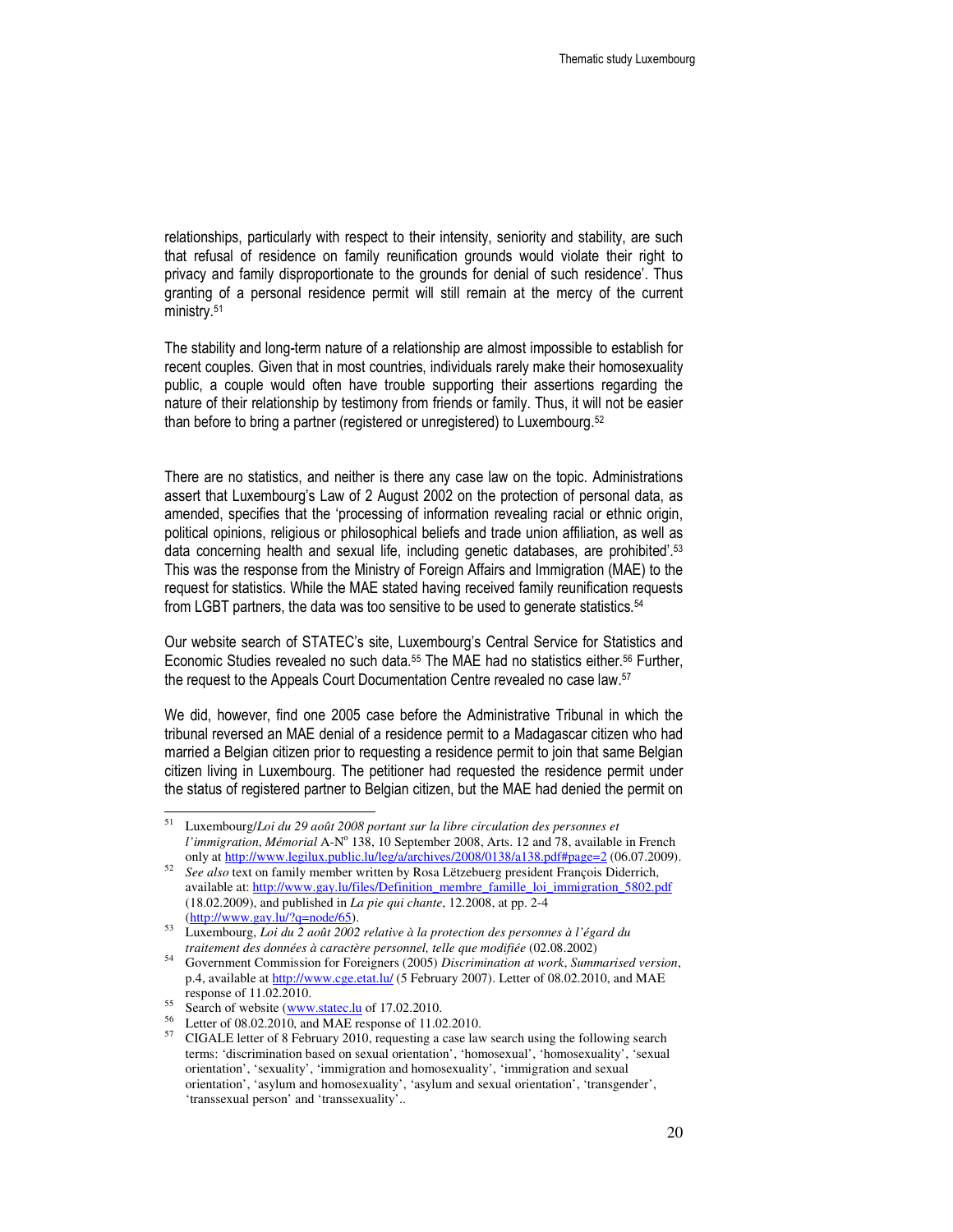relationships, particularly with respect to their intensity, seniority and stability, are such that refusal of residence on family reunification grounds would violate their right to privacy and family disproportionate to the grounds for denial of such residence'. Thus granting of a personal residence permit will still remain at the mercy of the current ministry.[51]

The stability and long-term nature of a relationship are almost impossible to establish for recent couples. Given that in most countries, individuals rarely make their homosexuality public, a couple would often have trouble supporting their assertions regarding the nature of their relationship by testimony from friends or family. Thus, it will not be easier than before to bring a partner (registered or unregistered) to Luxembourg.[52]

There are no statistics, and neither is there any case law on the topic. Administrations assert that Luxembourg's Law of 2 August 2002 on the protection of personal data, as amended, specifies that the 'processing of information revealing racial or ethnic origin, political opinions, religious or philosophical beliefs and trade union affiliation, as well as data concerning health and sexual life, including genetic databases, are prohibited'.[53] This was the response from the Ministry of Foreign Affairs and Immigration (MAE) to the request for statistics. While the MAE stated having received family reunification requests from LGBT partners, the data was too sensitive to be used to generate statistics.[54]

Our website search of STATEC's site, Luxembourg's Central Service for Statistics and Economic Studies revealed no such data.[55] The MAE had no statistics either.[56] Further, the request to the Appeals Court Documentation Centre revealed no case law.[57]

We did, however, find one 2005 case before the Administrative Tribunal in which the tribunal reversed an MAE denial of a residence permit to a Madagascar citizen who had married a Belgian citizen prior to requesting a residence permit to join that same Belgian citizen living in Luxembourg. The petitioner had requested the residence permit under the status of registered partner to Belgian citizen, but the MAE had denied the permit on

---

[51] Luxembourg/*Loi du 29 août 2008 portant sur la libre circulation des personnes et l'immigration*, *Mémorial* A-N° 138, 10 September 2008, Arts. 12 and 78, available in French only at http://www.legilux.public.lu/leg/a/archives/2008/0138/a138.pdf#page=2 (06.07.2009).

[52] *See also* text on family member written by Rosa Lëtzebuerg president François Diderrich, available at: http://www.gay.lu/files/Definition_membre_famille_loi_immigration_5802.pdf (18.02.2009), and published in *La pie qui chante*, 12.2008, at pp. 2-4 (http://www.gay.lu/?q=node/65).

[53] Luxembourg, *Loi du 2 août 2002 relative à la protection des personnes à l'égard du traitement des données à caractère personnel, telle que modifiée* (02.08.2002)

[54] Government Commission for Foreigners (2005) *Discrimination at work*, *Summarised version*, p.4, available at http://www.cge.etat.lu/ (5 February 2007). Letter of 08.02.2010, and MAE response of 11.02.2010.

[55] Search of website (www.statec.lu of 17.02.2010.

[56] Letter of 08.02.2010, and MAE response of 11.02.2010.

[57] CIGALE letter of 8 February 2010, requesting a case law search using the following search terms: 'discrimination based on sexual orientation', 'homosexual', 'homosexuality', 'sexual orientation', 'sexuality', 'immigration and homosexuality', 'immigration and sexual orientation', 'asylum and homosexuality', 'asylum and sexual orientation', 'transgender', 'transsexual person' and 'transsexuality'..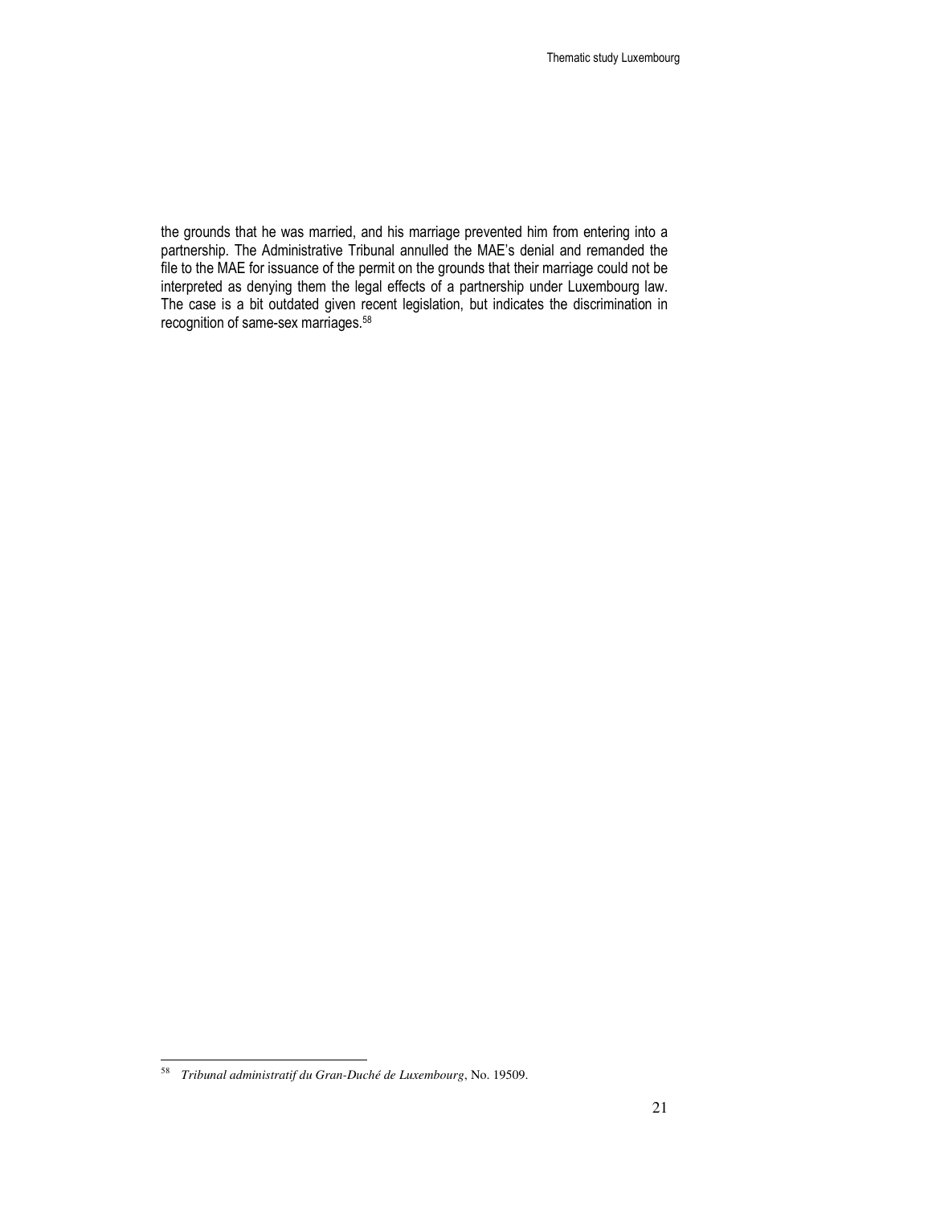the grounds that he was married, and his marriage prevented him from entering into a partnership. The Administrative Tribunal annulled the MAE's denial and remanded the file to the MAE for issuance of the permit on the grounds that their marriage could not be interpreted as denying them the legal effects of a partnership under Luxembourg law. The case is a bit outdated given recent legislation, but indicates the discrimination in recognition of same-sex marriages.[58]

---

[58] *Tribunal administratif du Gran-Duché de Luxembourg*, No. 19509.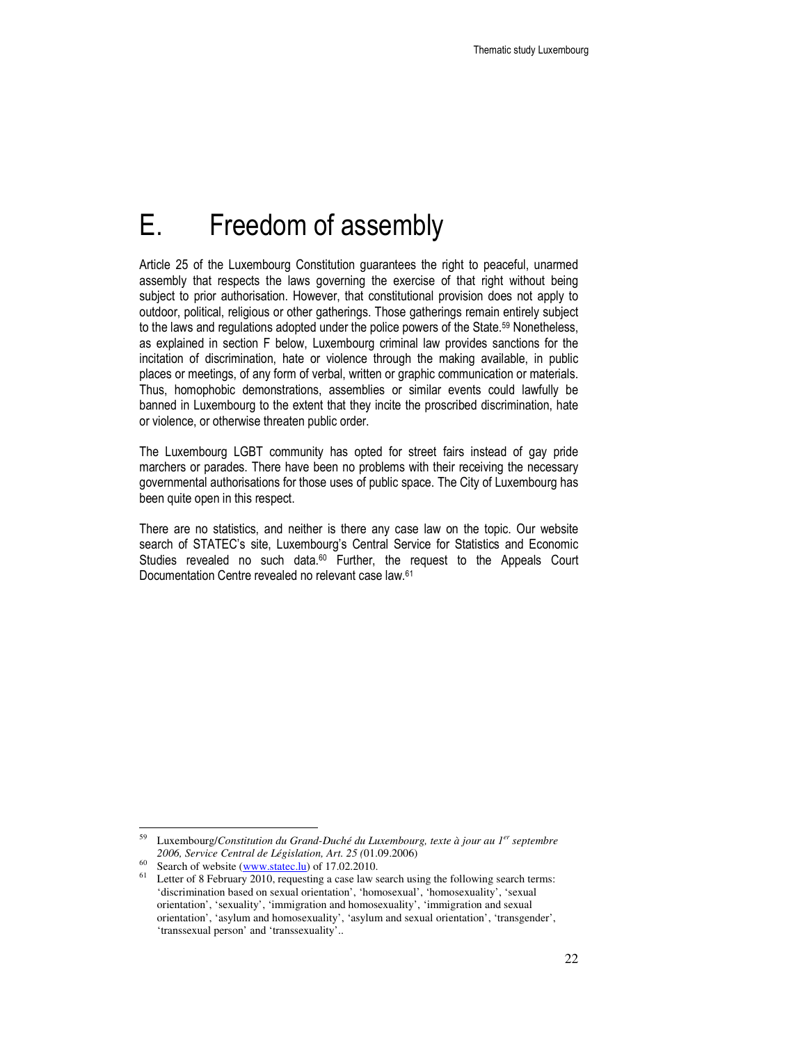# E. Freedom of assembly

Article 25 of the Luxembourg Constitution guarantees the right to peaceful, unarmed assembly that respects the laws governing the exercise of that right without being subject to prior authorisation. However, that constitutional provision does not apply to outdoor, political, religious or other gatherings. Those gatherings remain entirely subject to the laws and regulations adopted under the police powers of the State.[59] Nonetheless, as explained in section F below, Luxembourg criminal law provides sanctions for the incitation of discrimination, hate or violence through the making available, in public places or meetings, of any form of verbal, written or graphic communication or materials. Thus, homophobic demonstrations, assemblies or similar events could lawfully be banned in Luxembourg to the extent that they incite the proscribed discrimination, hate or violence, or otherwise threaten public order.

The Luxembourg LGBT community has opted for street fairs instead of gay pride marchers or parades. There have been no problems with their receiving the necessary governmental authorisations for those uses of public space. The City of Luxembourg has been quite open in this respect.

There are no statistics, and neither is there any case law on the topic. Our website search of STATEC's site, Luxembourg's Central Service for Statistics and Economic Studies revealed no such data.[60] Further, the request to the Appeals Court Documentation Centre revealed no relevant case law.[61]

---

[59] Luxembourg/*Constitution du Grand-Duché du Luxembourg, texte à jour au 1er septembre 2006, Service Central de Législation, Art. 25* (01.09.2006)

[60] Search of website (www.statec.lu) of 17.02.2010.

[61] Letter of 8 February 2010, requesting a case law search using the following search terms: 'discrimination based on sexual orientation', 'homosexual', 'homosexuality', 'sexual orientation', 'sexuality', 'immigration and homosexuality', 'immigration and sexual orientation', 'asylum and homosexuality', 'asylum and sexual orientation', 'transgender', 'transsexual person' and 'transsexuality'..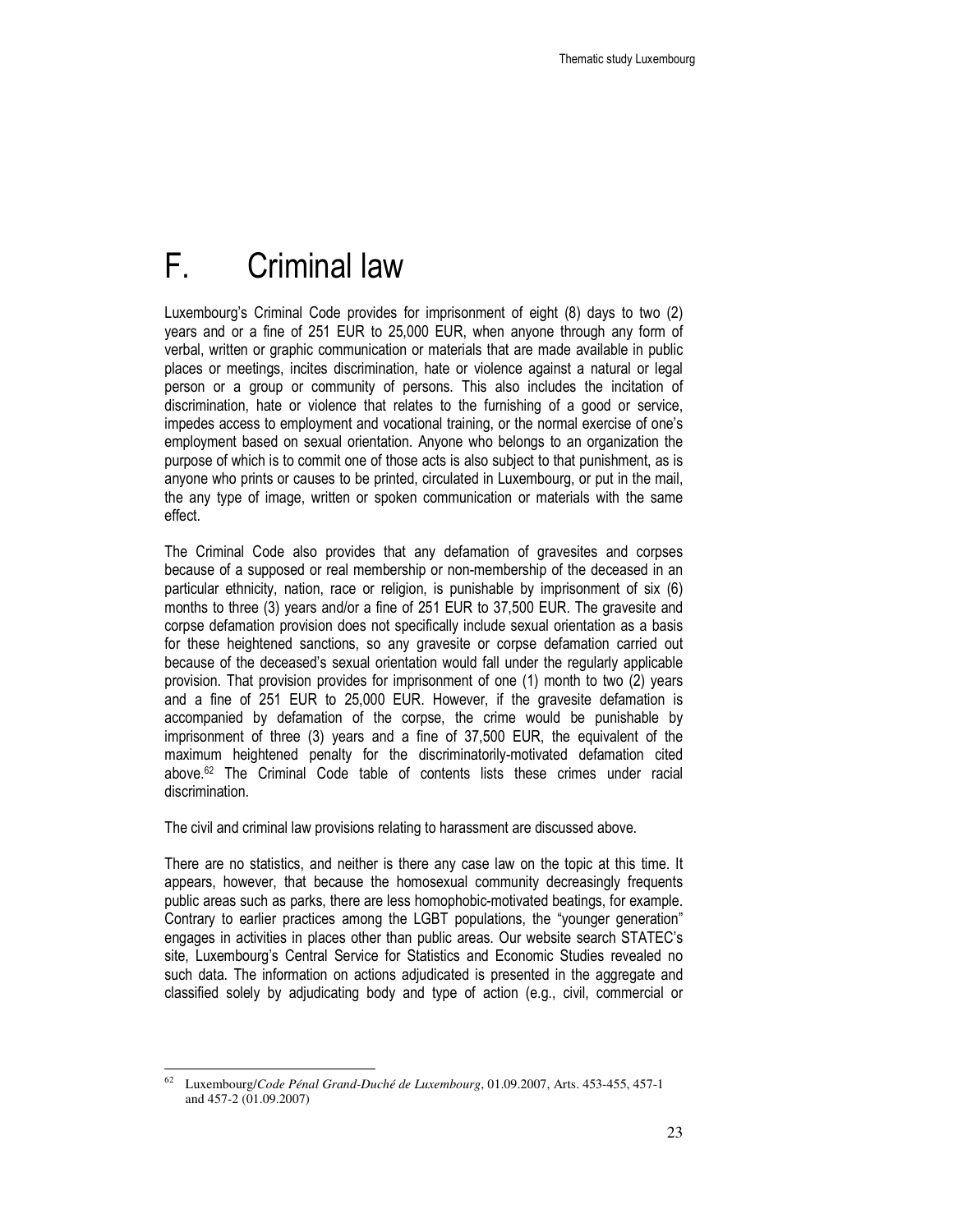# F. Criminal law

Luxembourg's Criminal Code provides for imprisonment of eight (8) days to two (2) years and or a fine of 251 EUR to 25,000 EUR, when anyone through any form of verbal, written or graphic communication or materials that are made available in public places or meetings, incites discrimination, hate or violence against a natural or legal person or a group or community of persons. This also includes the incitation of discrimination, hate or violence that relates to the furnishing of a good or service, impedes access to employment and vocational training, or the normal exercise of one's employment based on sexual orientation. Anyone who belongs to an organization the purpose of which is to commit one of those acts is also subject to that punishment, as is anyone who prints or causes to be printed, circulated in Luxembourg, or put in the mail, the any type of image, written or spoken communication or materials with the same effect.

The Criminal Code also provides that any defamation of gravesites and corpses because of a supposed or real membership or non-membership of the deceased in an particular ethnicity, nation, race or religion, is punishable by imprisonment of six (6) months to three (3) years and/or a fine of 251 EUR to 37,500 EUR. The gravesite and corpse defamation provision does not specifically include sexual orientation as a basis for these heightened sanctions, so any gravesite or corpse defamation carried out because of the deceased's sexual orientation would fall under the regularly applicable provision. That provision provides for imprisonment of one (1) month to two (2) years and a fine of 251 EUR to 25,000 EUR. However, if the gravesite defamation is accompanied by defamation of the corpse, the crime would be punishable by imprisonment of three (3) years and a fine of 37,500 EUR, the equivalent of the maximum heightened penalty for the discriminatorily-motivated defamation cited above.[62] The Criminal Code table of contents lists these crimes under racial discrimination.

The civil and criminal law provisions relating to harassment are discussed above.

There are no statistics, and neither is there any case law on the topic at this time. It appears, however, that because the homosexual community decreasingly frequents public areas such as parks, there are less homophobic-motivated beatings, for example. Contrary to earlier practices among the LGBT populations, the "younger generation" engages in activities in places other than public areas. Our website search STATEC's site, Luxembourg's Central Service for Statistics and Economic Studies revealed no such data. The information on actions adjudicated is presented in the aggregate and classified solely by adjudicating body and type of action (e.g., civil, commercial or

---

[62] Luxembourg/*Code Pénal Grand-Duché de Luxembourg*, 01.09.2007, Arts. 453-455, 457-1 and 457-2 (01.09.2007)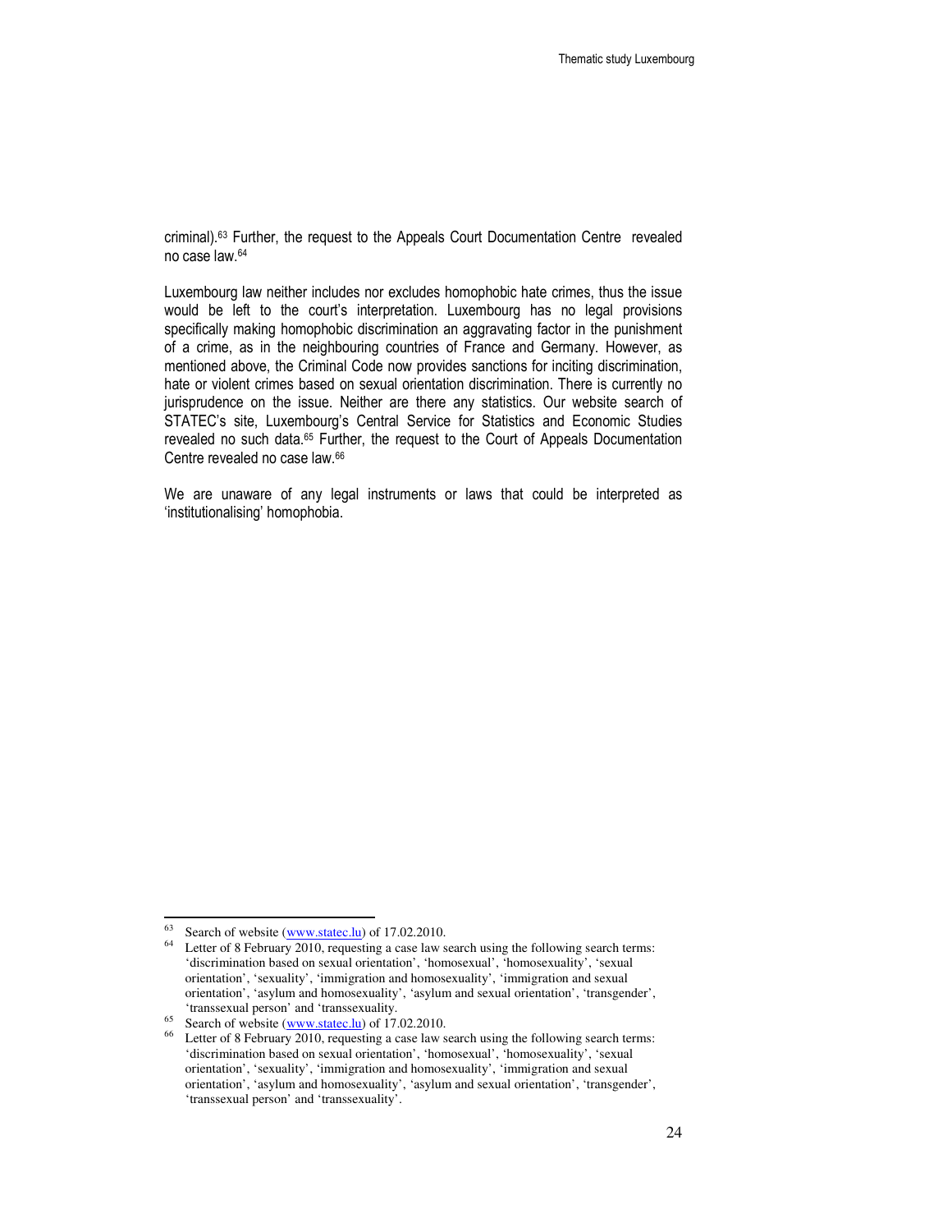criminal).[63] Further, the request to the Appeals Court Documentation Centre revealed no case law.[64]

Luxembourg law neither includes nor excludes homophobic hate crimes, thus the issue would be left to the court's interpretation. Luxembourg has no legal provisions specifically making homophobic discrimination an aggravating factor in the punishment of a crime, as in the neighbouring countries of France and Germany. However, as mentioned above, the Criminal Code now provides sanctions for inciting discrimination, hate or violent crimes based on sexual orientation discrimination. There is currently no jurisprudence on the issue. Neither are there any statistics. Our website search of STATEC's site, Luxembourg's Central Service for Statistics and Economic Studies revealed no such data.[65] Further, the request to the Court of Appeals Documentation Centre revealed no case law.[66]

We are unaware of any legal instruments or laws that could be interpreted as 'institutionalising' homophobia.

---

[63] Search of website (www.statec.lu) of 17.02.2010.

[64] Letter of 8 February 2010, requesting a case law search using the following search terms: 'discrimination based on sexual orientation', 'homosexual', 'homosexuality', 'sexual orientation', 'sexuality', 'immigration and homosexuality', 'immigration and sexual orientation', 'asylum and homosexuality', 'asylum and sexual orientation', 'transgender', 'transsexual person' and 'transsexuality.

[65] Search of website (www.statec.lu) of 17.02.2010.

[66] Letter of 8 February 2010, requesting a case law search using the following search terms: 'discrimination based on sexual orientation', 'homosexual', 'homosexuality', 'sexual orientation', 'sexuality', 'immigration and homosexuality', 'immigration and sexual orientation', 'asylum and homosexuality', 'asylum and sexual orientation', 'transgender', 'transsexual person' and 'transsexuality'.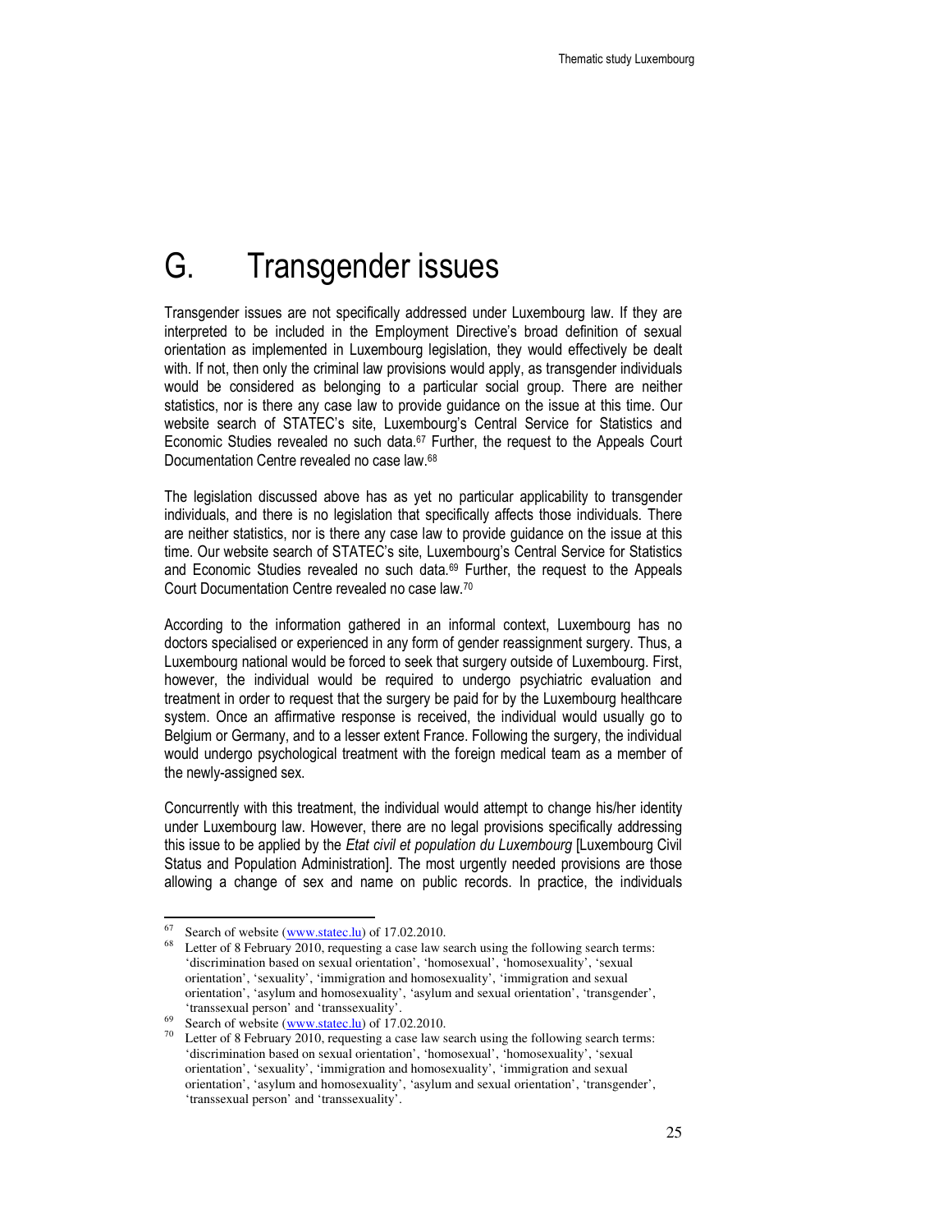# G. Transgender issues

Transgender issues are not specifically addressed under Luxembourg law. If they are interpreted to be included in the Employment Directive's broad definition of sexual orientation as implemented in Luxembourg legislation, they would effectively be dealt with. If not, then only the criminal law provisions would apply, as transgender individuals would be considered as belonging to a particular social group. There are neither statistics, nor is there any case law to provide guidance on the issue at this time. Our website search of STATEC's site, Luxembourg's Central Service for Statistics and Economic Studies revealed no such data.[67] Further, the request to the Appeals Court Documentation Centre revealed no case law.[68]

The legislation discussed above has as yet no particular applicability to transgender individuals, and there is no legislation that specifically affects those individuals. There are neither statistics, nor is there any case law to provide guidance on the issue at this time. Our website search of STATEC's site, Luxembourg's Central Service for Statistics and Economic Studies revealed no such data.[69] Further, the request to the Appeals Court Documentation Centre revealed no case law.[70]

According to the information gathered in an informal context, Luxembourg has no doctors specialised or experienced in any form of gender reassignment surgery. Thus, a Luxembourg national would be forced to seek that surgery outside of Luxembourg. First, however, the individual would be required to undergo psychiatric evaluation and treatment in order to request that the surgery be paid for by the Luxembourg healthcare system. Once an affirmative response is received, the individual would usually go to Belgium or Germany, and to a lesser extent France. Following the surgery, the individual would undergo psychological treatment with the foreign medical team as a member of the newly-assigned sex.

Concurrently with this treatment, the individual would attempt to change his/her identity under Luxembourg law. However, there are no legal provisions specifically addressing this issue to be applied by the *Etat civil et population du Luxembourg* [Luxembourg Civil Status and Population Administration]. The most urgently needed provisions are those allowing a change of sex and name on public records. In practice, the individuals

---

[67] Search of website (www.statec.lu) of 17.02.2010.

[68] Letter of 8 February 2010, requesting a case law search using the following search terms: 'discrimination based on sexual orientation', 'homosexual', 'homosexuality', 'sexual orientation', 'sexuality', 'immigration and homosexuality', 'immigration and sexual orientation', 'asylum and homosexuality', 'asylum and sexual orientation', 'transgender', 'transsexual person' and 'transsexuality'.

[69] Search of website (www.statec.lu) of 17.02.2010.

[70] Letter of 8 February 2010, requesting a case law search using the following search terms: 'discrimination based on sexual orientation', 'homosexual', 'homosexuality', 'sexual orientation', 'sexuality', 'immigration and homosexuality', 'immigration and sexual orientation', 'asylum and homosexuality', 'asylum and sexual orientation', 'transgender', 'transsexual person' and 'transsexuality'.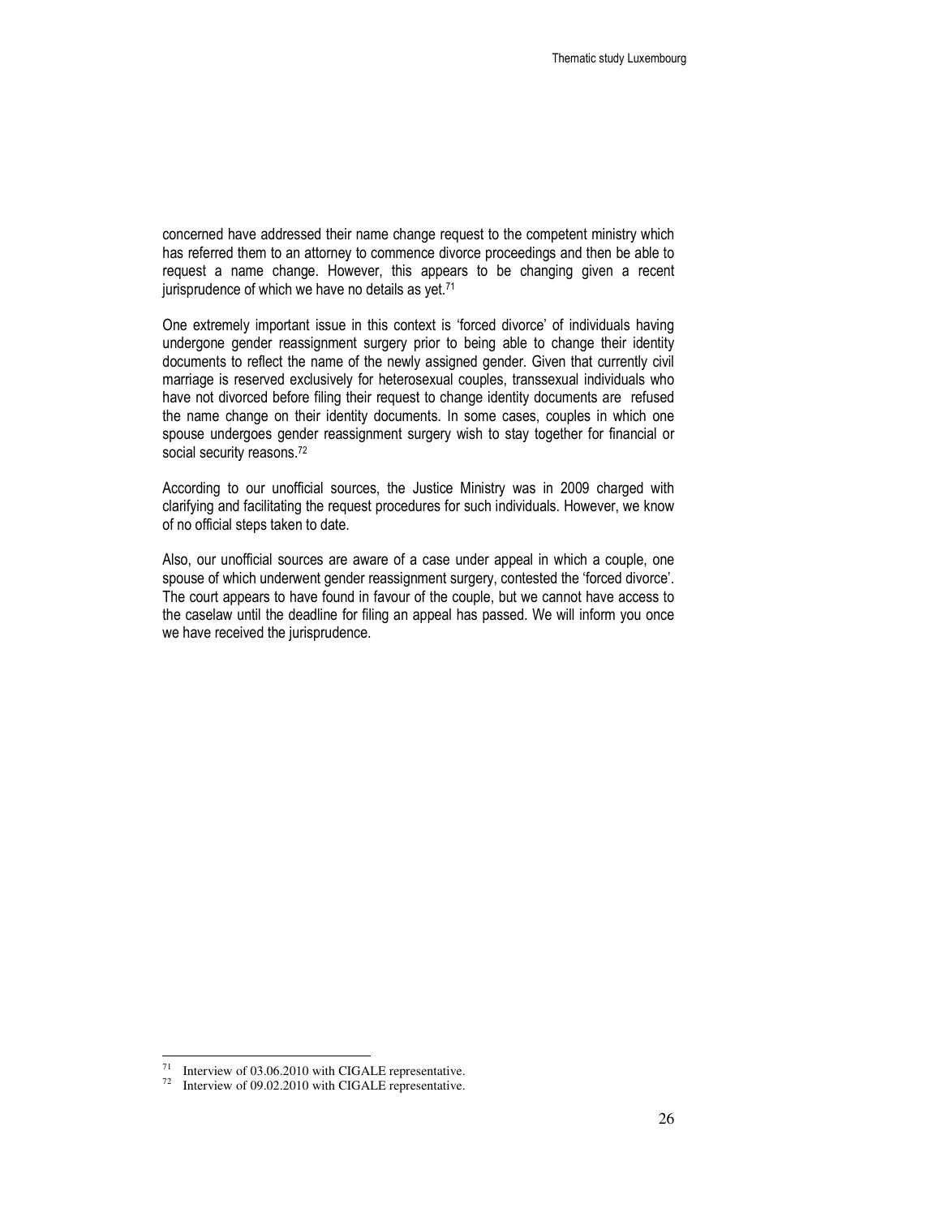concerned have addressed their name change request to the competent ministry which has referred them to an attorney to commence divorce proceedings and then be able to request a name change. However, this appears to be changing given a recent jurisprudence of which we have no details as yet.[71]

One extremely important issue in this context is 'forced divorce' of individuals having undergone gender reassignment surgery prior to being able to change their identity documents to reflect the name of the newly assigned gender. Given that currently civil marriage is reserved exclusively for heterosexual couples, transsexual individuals who have not divorced before filing their request to change identity documents are refused the name change on their identity documents. In some cases, couples in which one spouse undergoes gender reassignment surgery wish to stay together for financial or social security reasons.[72]

According to our unofficial sources, the Justice Ministry was in 2009 charged with clarifying and facilitating the request procedures for such individuals. However, we know of no official steps taken to date.

Also, our unofficial sources are aware of a case under appeal in which a couple, one spouse of which underwent gender reassignment surgery, contested the 'forced divorce'. The court appears to have found in favour of the couple, but we cannot have access to the caselaw until the deadline for filing an appeal has passed. We will inform you once we have received the jurisprudence.

---

[71] Interview of 03.06.2010 with CIGALE representative.

[72] Interview of 09.02.2010 with CIGALE representative.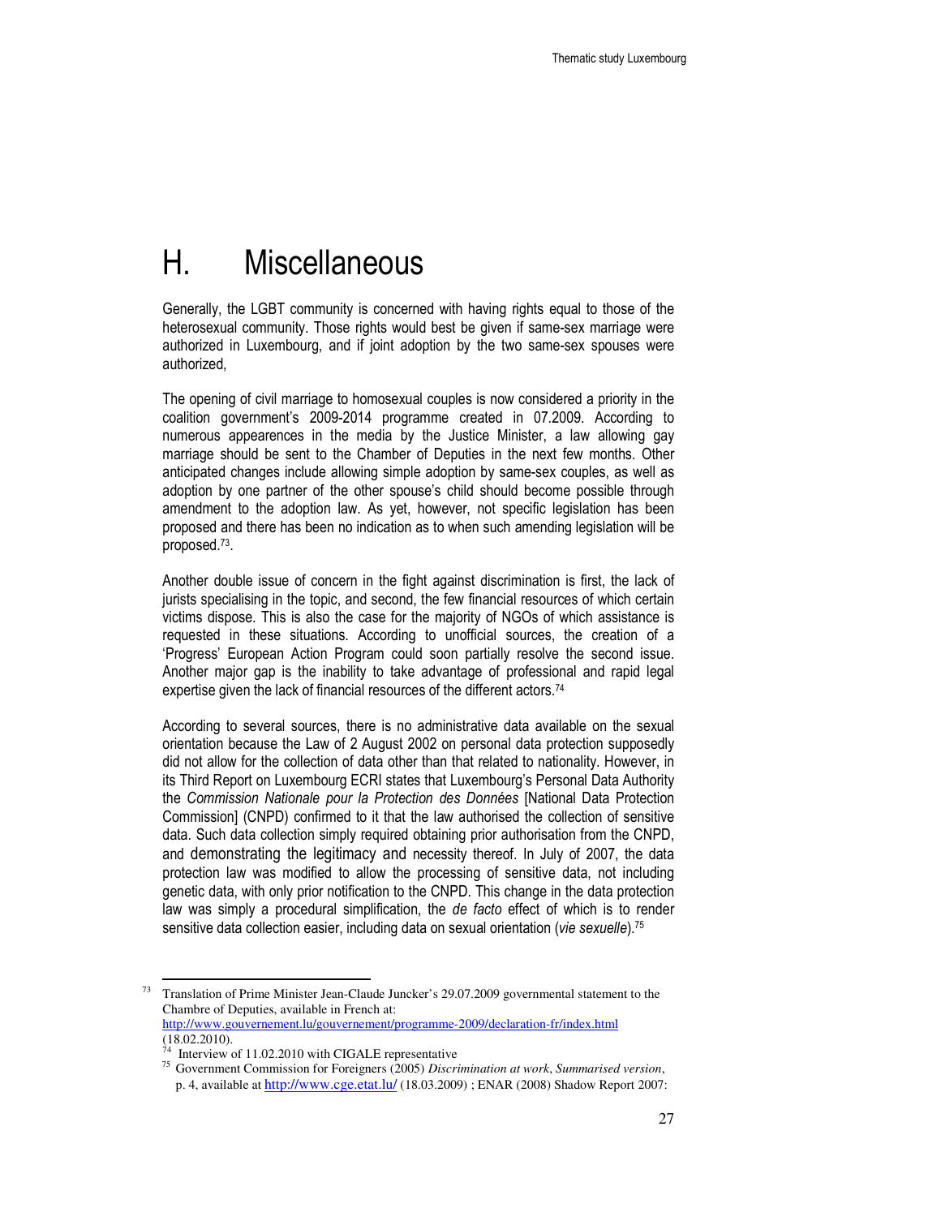# H. Miscellaneous

Generally, the LGBT community is concerned with having rights equal to those of the heterosexual community. Those rights would best be given if same-sex marriage were authorized in Luxembourg, and if joint adoption by the two same-sex spouses were authorized,

The opening of civil marriage to homosexual couples is now considered a priority in the coalition government's 2009-2014 programme created in 07.2009. According to numerous appearences in the media by the Justice Minister, a law allowing gay marriage should be sent to the Chamber of Deputies in the next few months. Other anticipated changes include allowing simple adoption by same-sex couples, as well as adoption by one partner of the other spouse's child should become possible through amendment to the adoption law. As yet, however, not specific legislation has been proposed and there has been no indication as to when such amending legislation will be proposed.[73].

Another double issue of concern in the fight against discrimination is first, the lack of jurists specialising in the topic, and second, the few financial resources of which certain victims dispose. This is also the case for the majority of NGOs of which assistance is requested in these situations. According to unofficial sources, the creation of a 'Progress' European Action Program could soon partially resolve the second issue. Another major gap is the inability to take advantage of professional and rapid legal expertise given the lack of financial resources of the different actors.[74]

According to several sources, there is no administrative data available on the sexual orientation because the Law of 2 August 2002 on personal data protection supposedly did not allow for the collection of data other than that related to nationality. However, in its Third Report on Luxembourg ECRI states that Luxembourg's Personal Data Authority the *Commission Nationale pour la Protection des Données* [National Data Protection Commission] (CNPD) confirmed to it that the law authorised the collection of sensitive data. Such data collection simply required obtaining prior authorisation from the CNPD, and demonstrating the legitimacy and necessity thereof. In July of 2007, the data protection law was modified to allow the processing of sensitive data, not including genetic data, with only prior notification to the CNPD. This change in the data protection law was simply a procedural simplification, the *de facto* effect of which is to render sensitive data collection easier, including data on sexual orientation (*vie sexuelle*).[75]

---

[73] Translation of Prime Minister Jean-Claude Juncker's 29.07.2009 governmental statement to the Chambre of Deputies, available in French at: http://www.gouvernement.lu/gouvernement/programme-2009/declaration-fr/index.html (18.02.2010).

[74] Interview of 11.02.2010 with CIGALE representative

[75] Government Commission for Foreigners (2005) *Discrimination at work*, *Summarised version*, p. 4, available at http://www.cge.etat.lu/ (18.03.2009) ; ENAR (2008) Shadow Report 2007: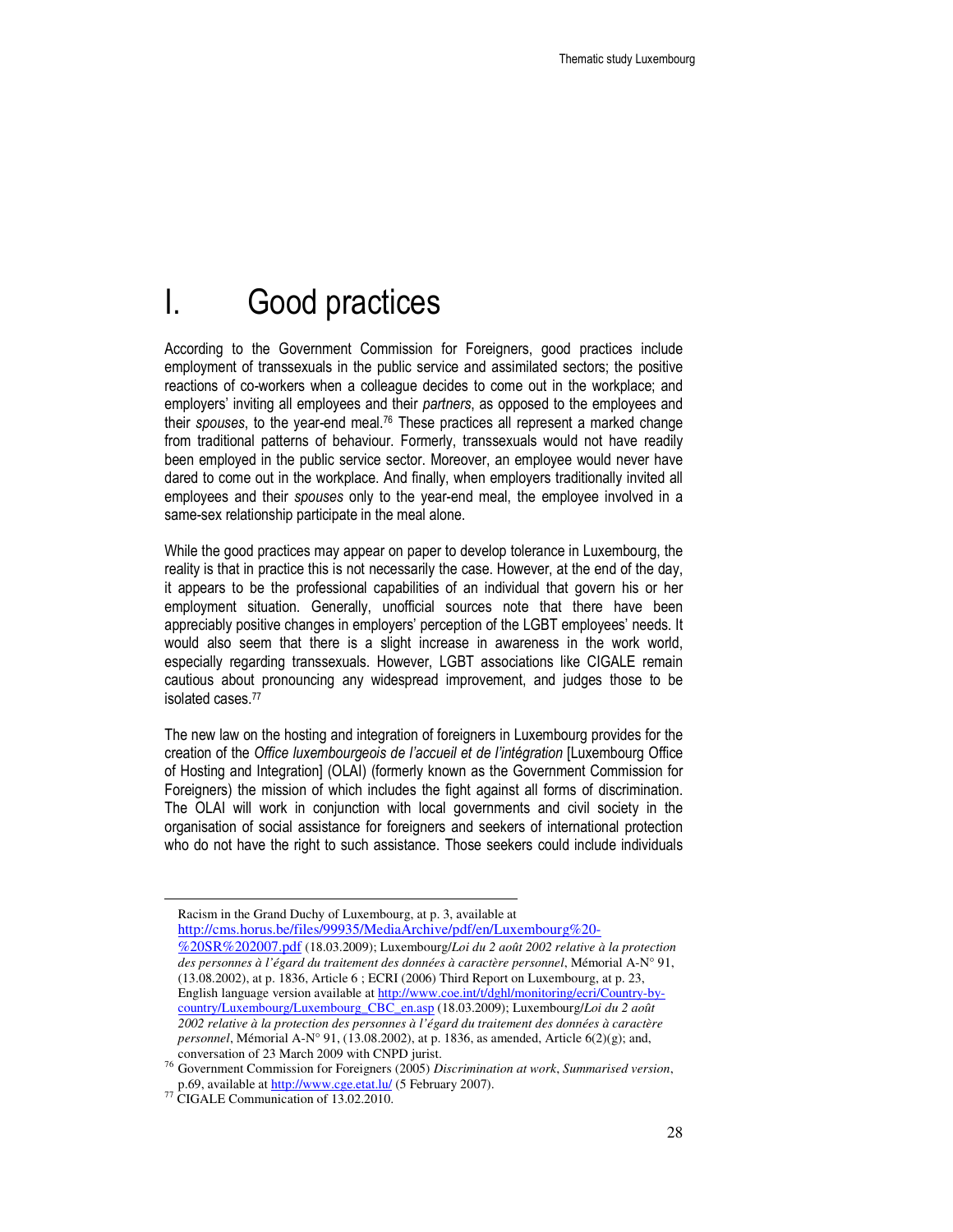# I. Good practices

According to the Government Commission for Foreigners, good practices include employment of transsexuals in the public service and assimilated sectors; the positive reactions of co-workers when a colleague decides to come out in the workplace; and employers' inviting all employees and their *partners*, as opposed to the employees and their *spouses*, to the year-end meal.[76] These practices all represent a marked change from traditional patterns of behaviour. Formerly, transsexuals would not have readily been employed in the public service sector. Moreover, an employee would never have dared to come out in the workplace. And finally, when employers traditionally invited all employees and their *spouses* only to the year-end meal, the employee involved in a same-sex relationship participate in the meal alone.

While the good practices may appear on paper to develop tolerance in Luxembourg, the reality is that in practice this is not necessarily the case. However, at the end of the day, it appears to be the professional capabilities of an individual that govern his or her employment situation. Generally, unofficial sources note that there have been appreciably positive changes in employers' perception of the LGBT employees' needs. It would also seem that there is a slight increase in awareness in the work world, especially regarding transsexuals. However, LGBT associations like CIGALE remain cautious about pronouncing any widespread improvement, and judges those to be isolated cases.[77]

The new law on the hosting and integration of foreigners in Luxembourg provides for the creation of the *Office luxembourgeois de l'accueil et de l'intégration* [Luxembourg Office of Hosting and Integration] (OLAI) (formerly known as the Government Commission for Foreigners) the mission of which includes the fight against all forms of discrimination. The OLAI will work in conjunction with local governments and civil society in the organisation of social assistance for foreigners and seekers of international protection who do not have the right to such assistance. Those seekers could include individuals

---

Racism in the Grand Duchy of Luxembourg, at p. 3, available at http://cms.horus.be/files/99935/MediaArchive/pdf/en/Luxembourg%20-%20SR%202007.pdf (18.03.2009); Luxembourg/*Loi du 2 août 2002 relative à la protection des personnes à l'égard du traitement des données à caractère personnel*, Mémorial A-N° 91, (13.08.2002), at p. 1836, Article 6 ; ECRI (2006) Third Report on Luxembourg, at p. 23, English language version available at http://www.coe.int/t/dghl/monitoring/ecri/Country-by-country/Luxembourg/Luxembourg_CBC_en.asp (18.03.2009); Luxembourg/*Loi du 2 août 2002 relative à la protection des personnes à l'égard du traitement des données à caractère personnel*, Mémorial A-N° 91, (13.08.2002), at p. 1836, as amended, Article 6(2)(g); and, conversation of 23 March 2009 with CNPD jurist.

[76] Government Commission for Foreigners (2005) *Discrimination at work*, *Summarised version*, p.69, available at http://www.cge.etat.lu/ (5 February 2007).

[77] CIGALE Communication of 13.02.2010.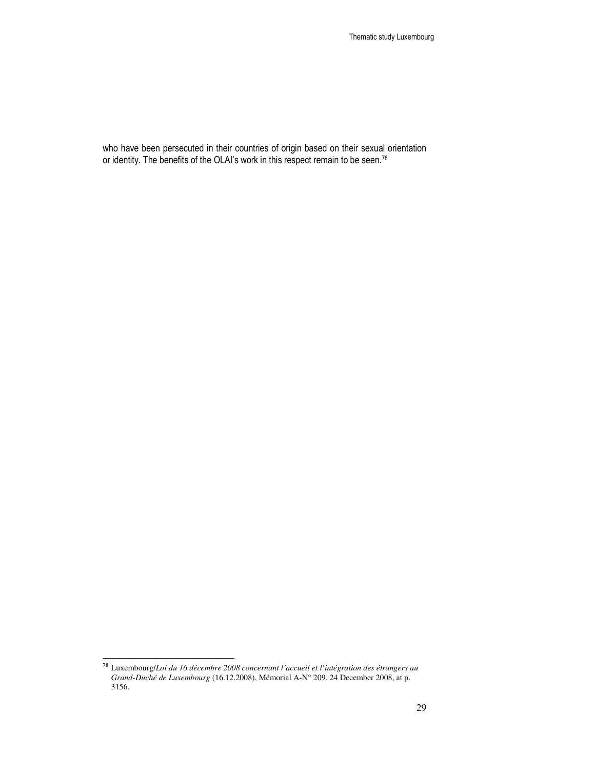who have been persecuted in their countries of origin based on their sexual orientation or identity. The benefits of the OLAI's work in this respect remain to be seen.[78]

---

[78] Luxembourg/*Loi du 16 décembre 2008 concernant l'accueil et l'intégration des étrangers au Grand-Duché de Luxembourg* (16.12.2008), Mémorial A-N° 209, 24 December 2008, at p. 3156.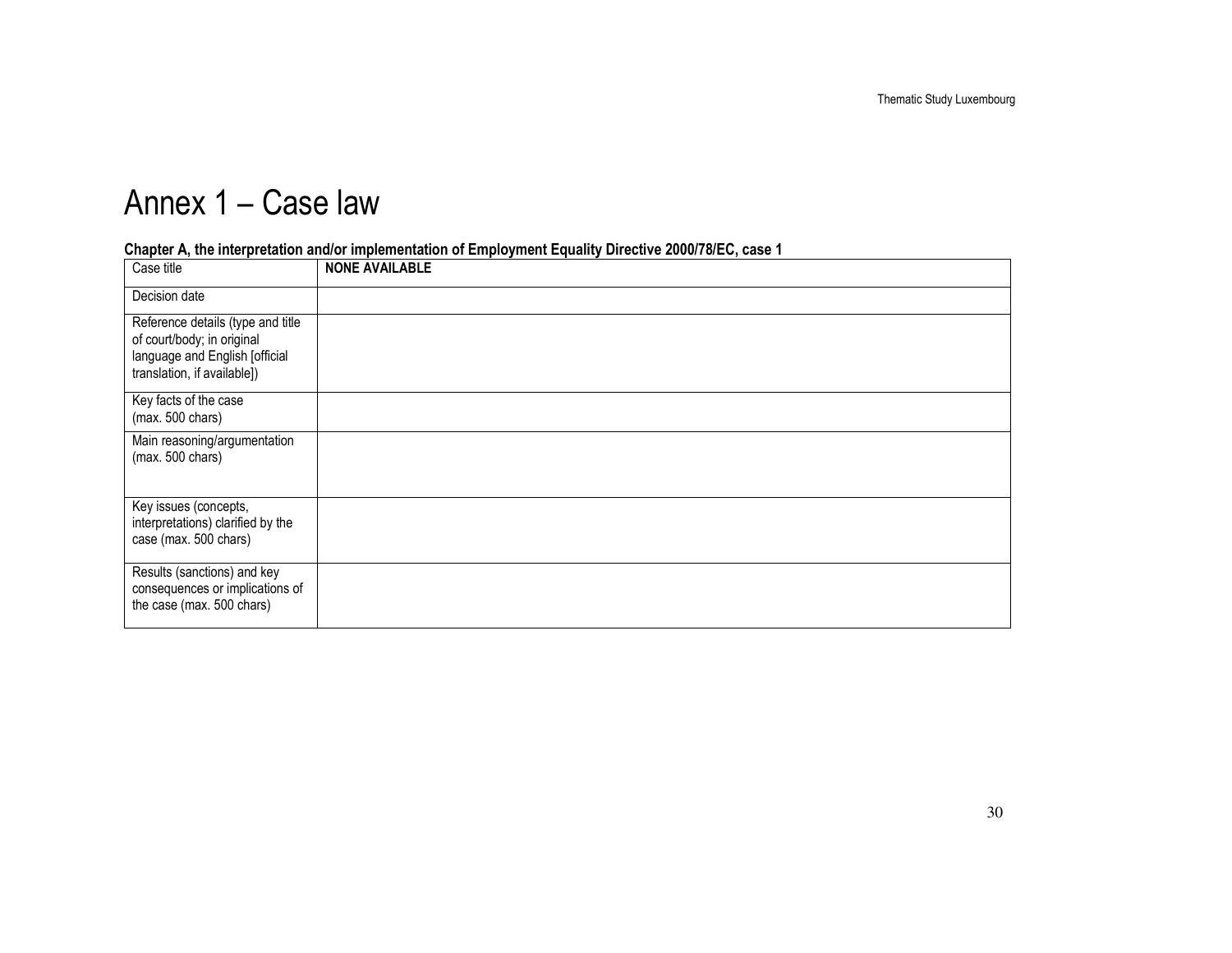# Annex 1 – Case law

**Chapter A, the interpretation and/or implementation of Employment Equality Directive 2000/78/EC, case 1**

| Case title | **NONE AVAILABLE** |
|---|---|
| Decision date | |
| Reference details (type and title of court/body; in original language and English [official translation, if available]) | |
| Key facts of the case (max. 500 chars) | |
| Main reasoning/argumentation (max. 500 chars) | |
| Key issues (concepts, interpretations) clarified by the case (max. 500 chars) | |
| Results (sanctions) and key consequences or implications of the case (max. 500 chars) | |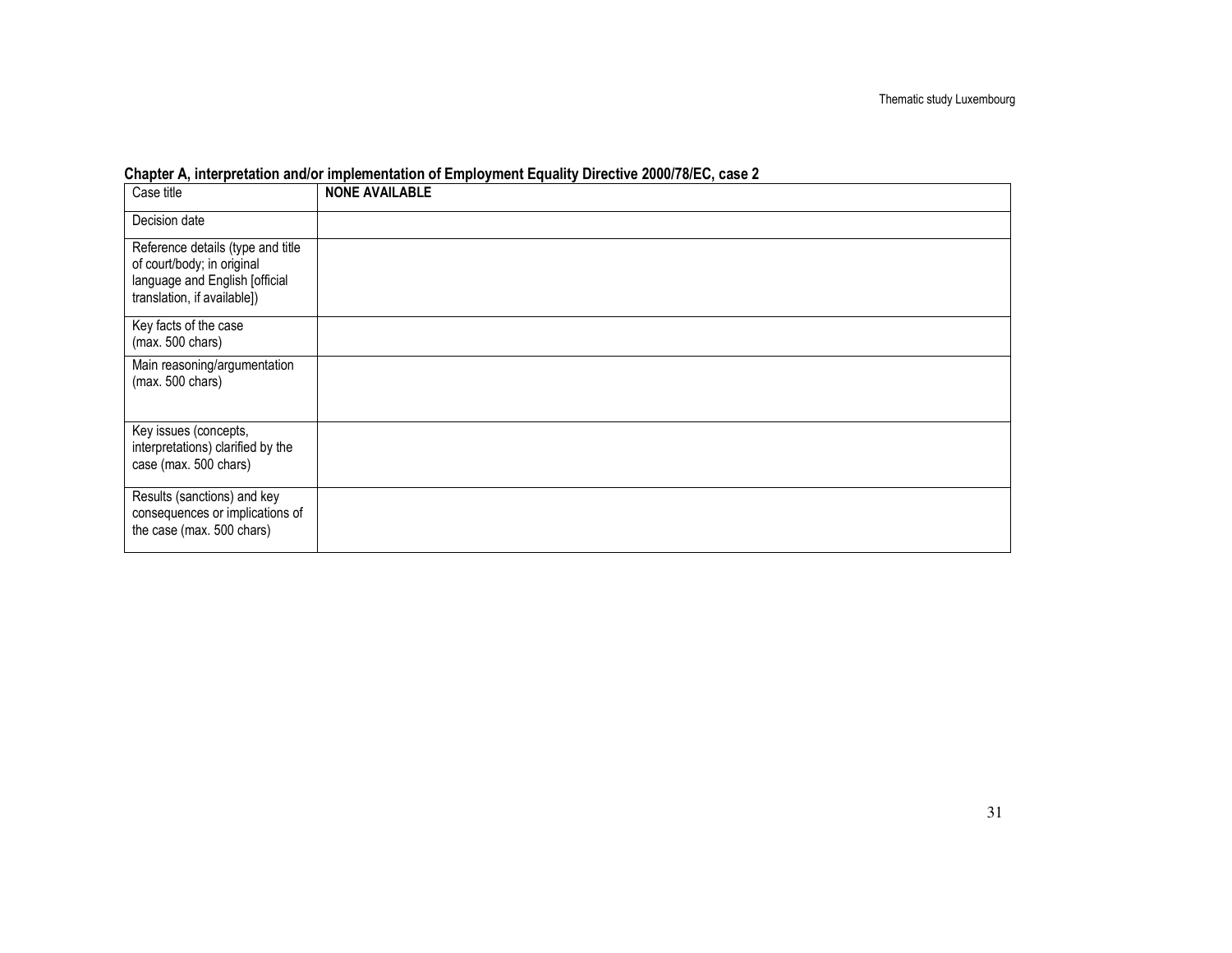**Chapter A, interpretation and/or implementation of Employment Equality Directive 2000/78/EC, case 2**

| Case title | **NONE AVAILABLE** |
|---|---|
| Decision date | |
| Reference details (type and title of court/body; in original language and English [official translation, if available]) | |
| Key facts of the case (max. 500 chars) | |
| Main reasoning/argumentation (max. 500 chars) | |
| Key issues (concepts, interpretations) clarified by the case (max. 500 chars) | |
| Results (sanctions) and key consequences or implications of the case (max. 500 chars) | |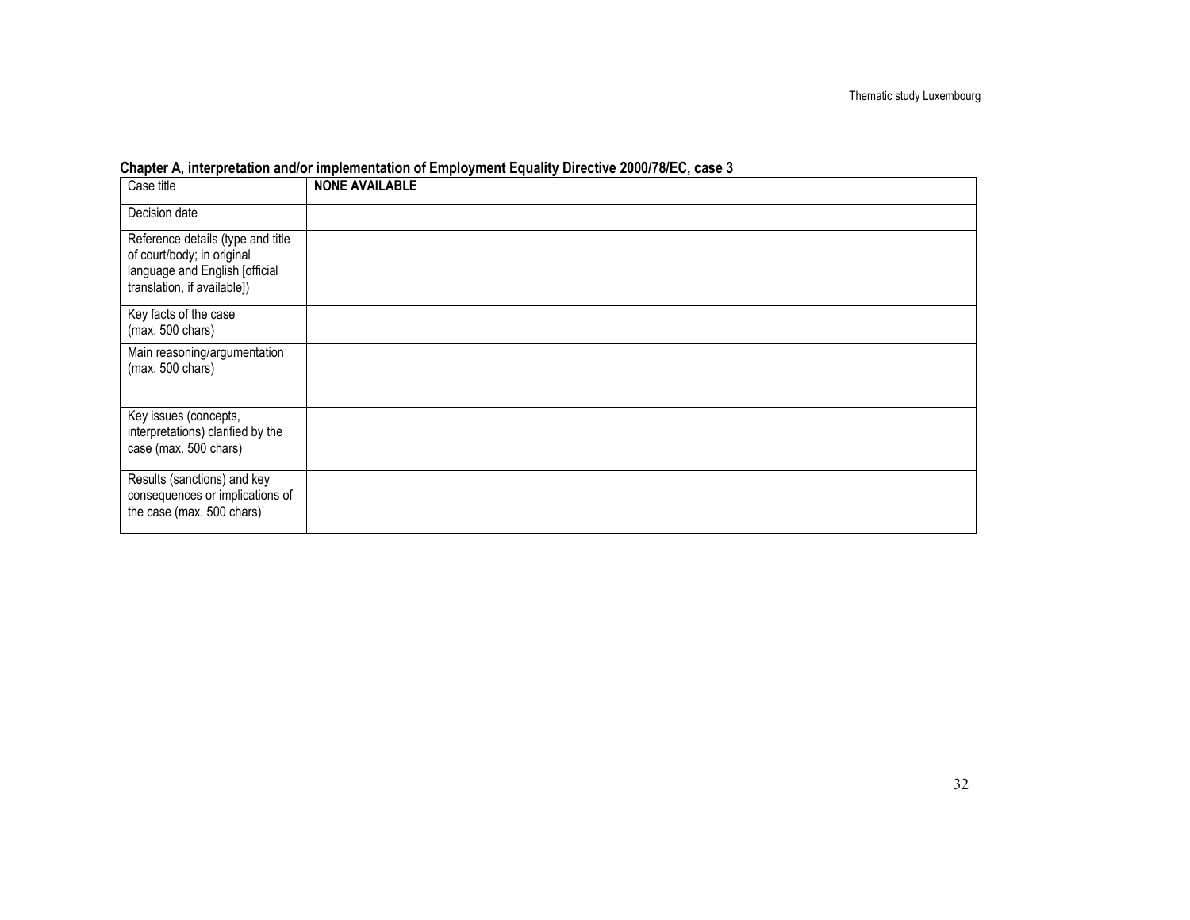**Chapter A, interpretation and/or implementation of Employment Equality Directive 2000/78/EC, case 3**

| Case title | **NONE AVAILABLE** |
|---|---|
| Decision date | |
| Reference details (type and title of court/body; in original language and English [official translation, if available]) | |
| Key facts of the case (max. 500 chars) | |
| Main reasoning/argumentation (max. 500 chars) | |
| Key issues (concepts, interpretations) clarified by the case (max. 500 chars) | |
| Results (sanctions) and key consequences or implications of the case (max. 500 chars) | |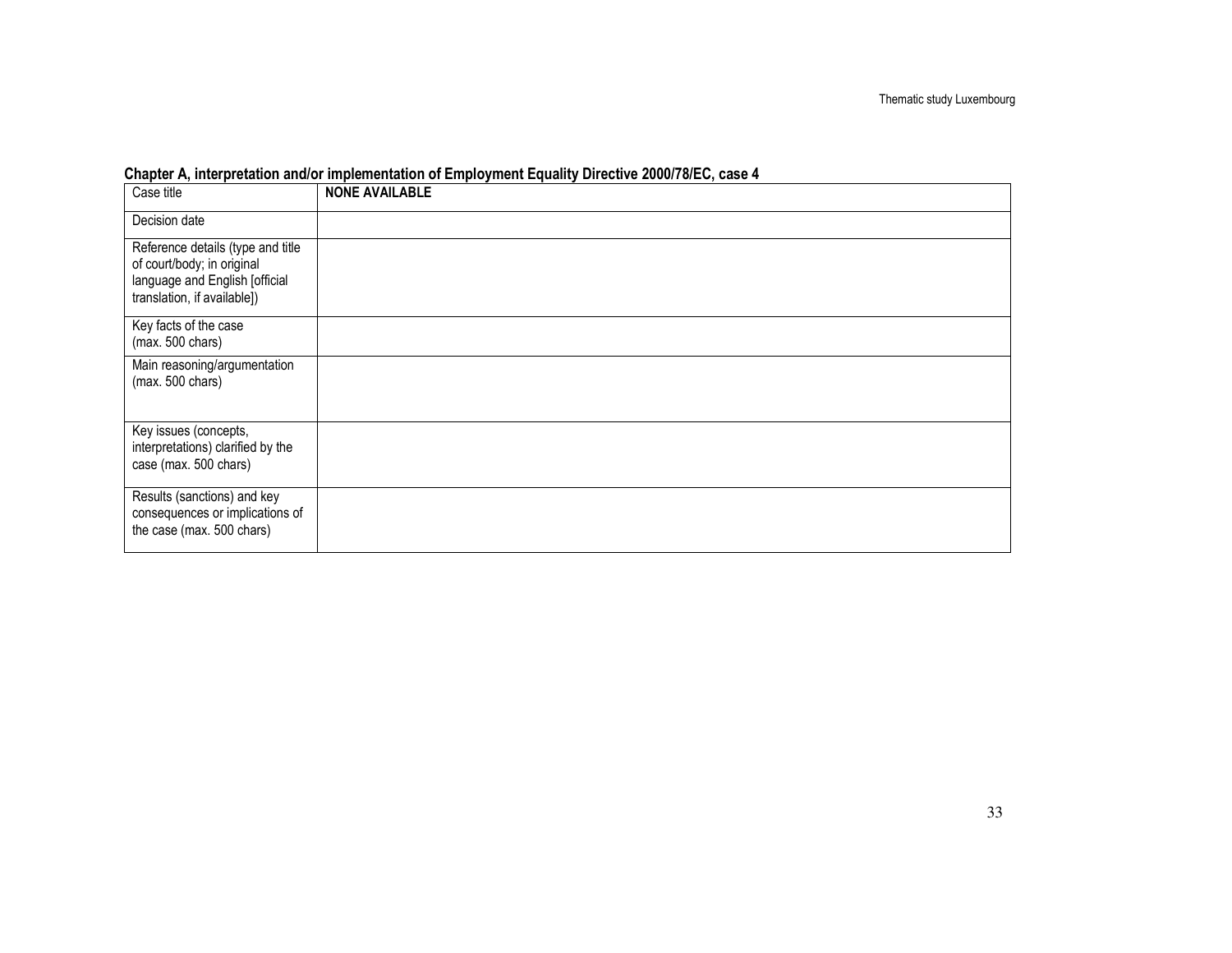**Chapter A, interpretation and/or implementation of Employment Equality Directive 2000/78/EC, case 4**

| Case title | **NONE AVAILABLE** |
|---|---|
| Decision date | |
| Reference details (type and title of court/body; in original language and English [official translation, if available]) | |
| Key facts of the case (max. 500 chars) | |
| Main reasoning/argumentation (max. 500 chars) | |
| Key issues (concepts, interpretations) clarified by the case (max. 500 chars) | |
| Results (sanctions) and key consequences or implications of the case (max. 500 chars) | |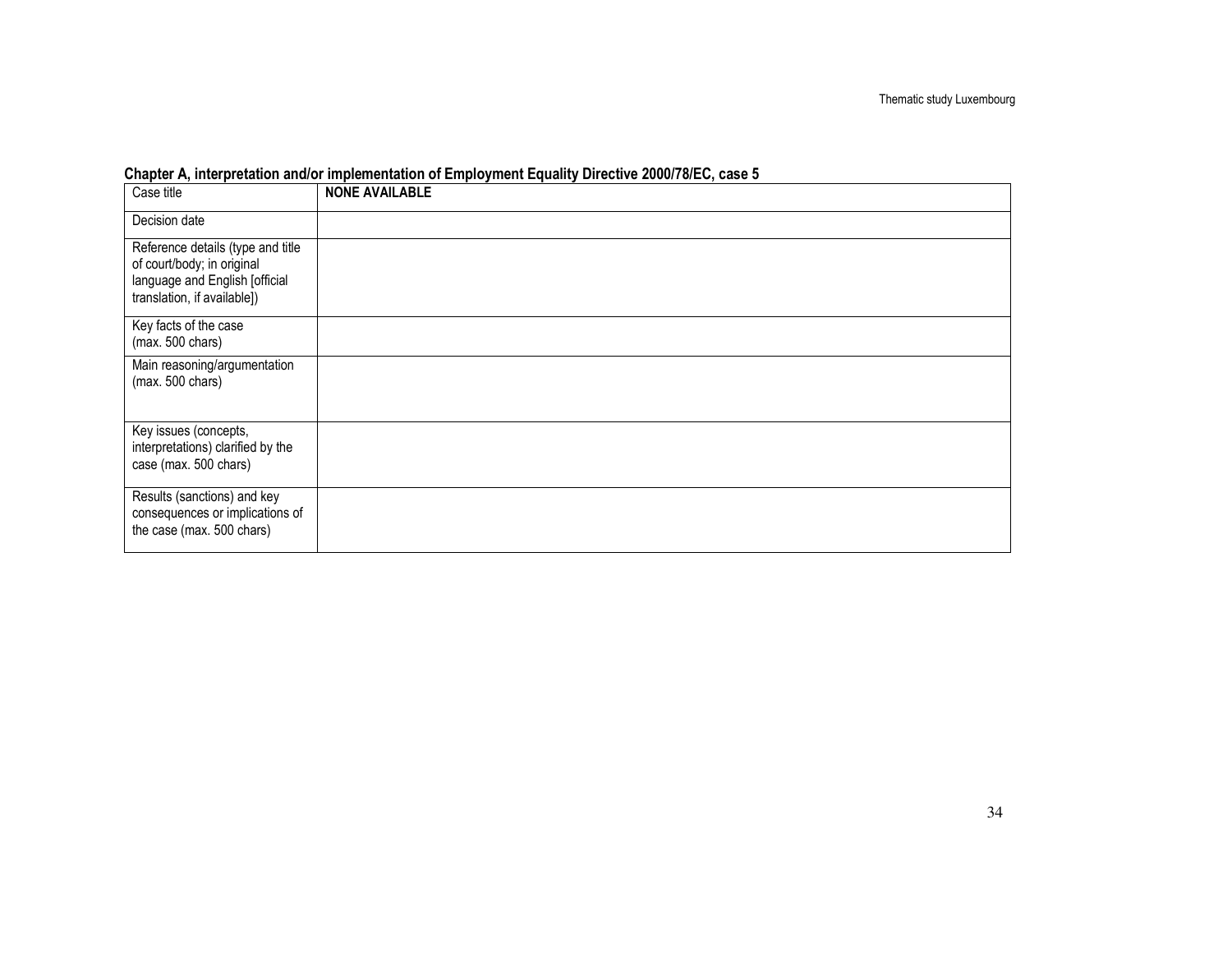**Chapter A, interpretation and/or implementation of Employment Equality Directive 2000/78/EC, case 5**

| Case title | **NONE AVAILABLE** |
|---|---|
| Decision date | |
| Reference details (type and title of court/body; in original language and English [official translation, if available]) | |
| Key facts of the case (max. 500 chars) | |
| Main reasoning/argumentation (max. 500 chars) | |
| Key issues (concepts, interpretations) clarified by the case (max. 500 chars) | |
| Results (sanctions) and key consequences or implications of the case (max. 500 chars) | |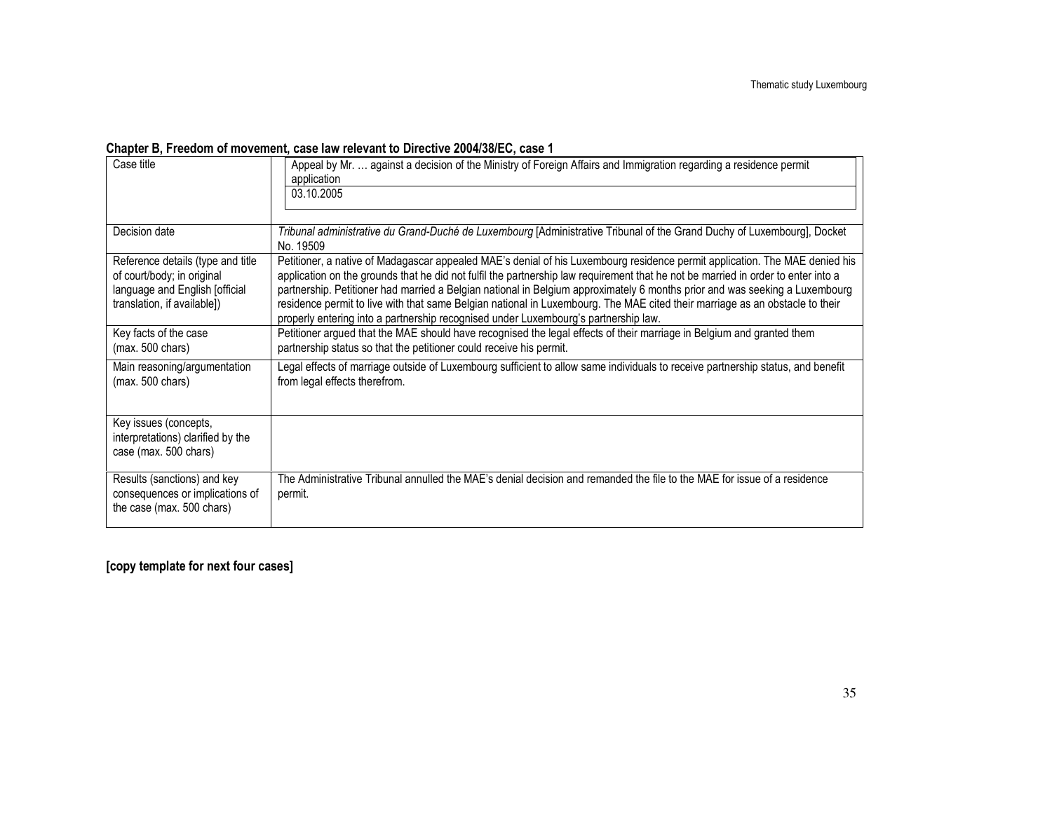**Chapter B, Freedom of movement, case law relevant to Directive 2004/38/EC, case 1**

| Case title | Appeal by Mr. … against a decision of the Ministry of Foreign Affairs and Immigration regarding a residence permit application<br>03.10.2005 |
|---|---|
| Decision date | *Tribunal administrative du Grand-Duché de Luxembourg* [Administrative Tribunal of the Grand Duchy of Luxembourg], Docket No. 19509 |
| Reference details (type and title of court/body; in original language and English [official translation, if available]) | Petitioner, a native of Madagascar appealed MAE's denial of his Luxembourg residence permit application. The MAE denied his application on the grounds that he did not fulfil the partnership law requirement that he not be married in order to enter into a partnership. Petitioner had married a Belgian national in Belgium approximately 6 months prior and was seeking a Luxembourg residence permit to live with that same Belgian national in Luxembourg. The MAE cited their marriage as an obstacle to their properly entering into a partnership recognised under Luxembourg's partnership law. |
| Key facts of the case (max. 500 chars) | Petitioner argued that the MAE should have recognised the legal effects of their marriage in Belgium and granted them partnership status so that the petitioner could receive his permit. |
| Main reasoning/argumentation (max. 500 chars) | Legal effects of marriage outside of Luxembourg sufficient to allow same individuals to receive partnership status, and benefit from legal effects therefrom. |
| Key issues (concepts, interpretations) clarified by the case (max. 500 chars) | |
| Results (sanctions) and key consequences or implications of the case (max. 500 chars) | The Administrative Tribunal annulled the MAE's denial decision and remanded the file to the MAE for issue of a residence permit. |

**[copy template for next four cases]**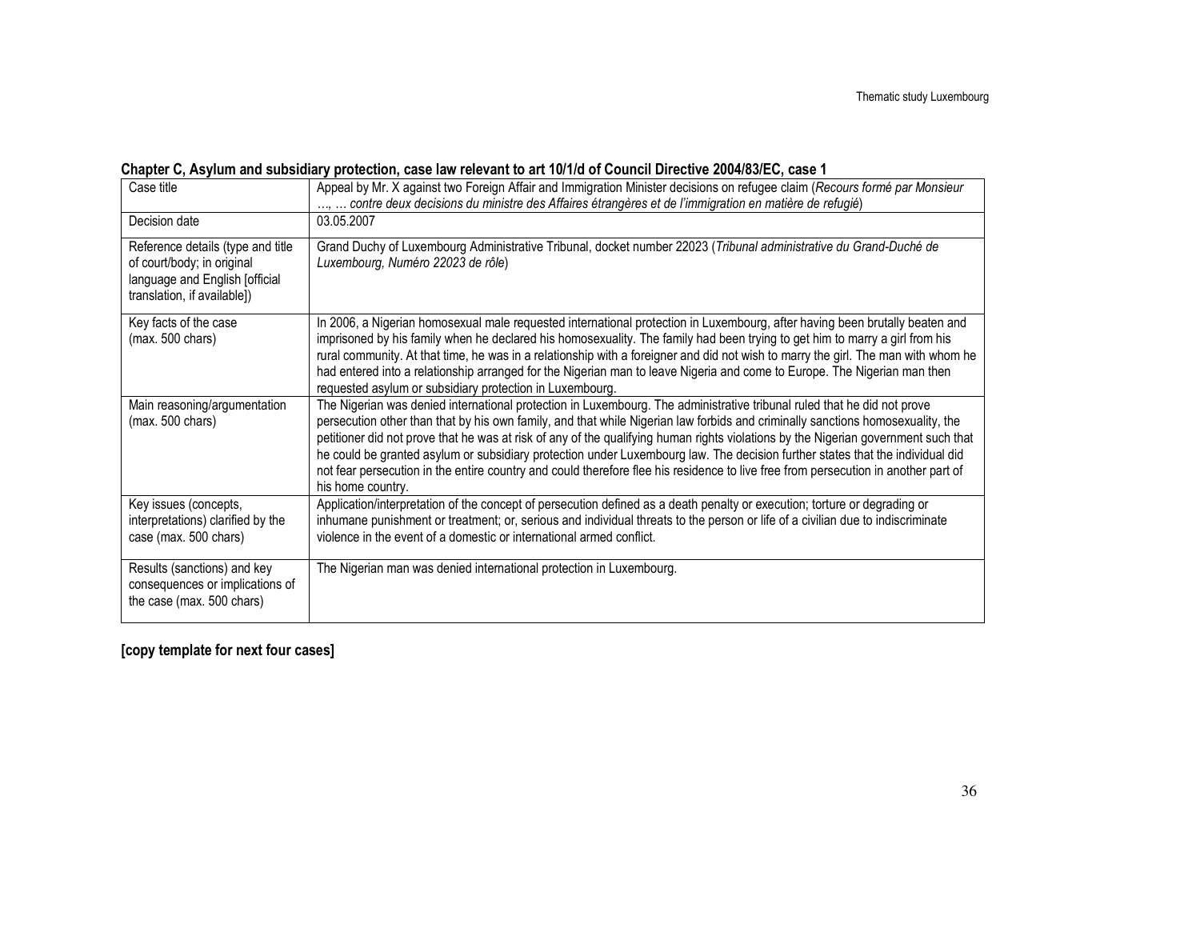**Chapter C, Asylum and subsidiary protection, case law relevant to art 10/1/d of Council Directive 2004/83/EC, case 1**

| Case title | Appeal by Mr. X against two Foreign Affair and Immigration Minister decisions on refugee claim (*Recours formé par Monsieur …, … contre deux decisions du ministre des Affaires étrangères et de l'immigration en matière de refugié*) |
|---|---|
| Decision date | 03.05.2007 |
| Reference details (type and title of court/body; in original language and English [official translation, if available]) | Grand Duchy of Luxembourg Administrative Tribunal, docket number 22023 (*Tribunal administrative du Grand-Duché de Luxembourg, Numéro 22023 de rôle*) |
| Key facts of the case (max. 500 chars) | In 2006, a Nigerian homosexual male requested international protection in Luxembourg, after having been brutally beaten and imprisoned by his family when he declared his homosexuality. The family had been trying to get him to marry a girl from his rural community. At that time, he was in a relationship with a foreigner and did not wish to marry the girl. The man with whom he had entered into a relationship arranged for the Nigerian man to leave Nigeria and come to Europe. The Nigerian man then requested asylum or subsidiary protection in Luxembourg. |
| Main reasoning/argumentation (max. 500 chars) | The Nigerian was denied international protection in Luxembourg. The administrative tribunal ruled that he did not prove persecution other than that by his own family, and that while Nigerian law forbids and criminally sanctions homosexuality, the petitioner did not prove that he was at risk of any of the qualifying human rights violations by the Nigerian government such that he could be granted asylum or subsidiary protection under Luxembourg law. The decision further states that the individual did not fear persecution in the entire country and could therefore flee his residence to live free from persecution in another part of his home country. |
| Key issues (concepts, interpretations) clarified by the case (max. 500 chars) | Application/interpretation of the concept of persecution defined as a death penalty or execution; torture or degrading or inhumane punishment or treatment; or, serious and individual threats to the person or life of a civilian due to indiscriminate violence in the event of a domestic or international armed conflict. |
| Results (sanctions) and key consequences or implications of the case (max. 500 chars) | The Nigerian man was denied international protection in Luxembourg. |

**[copy template for next four cases]**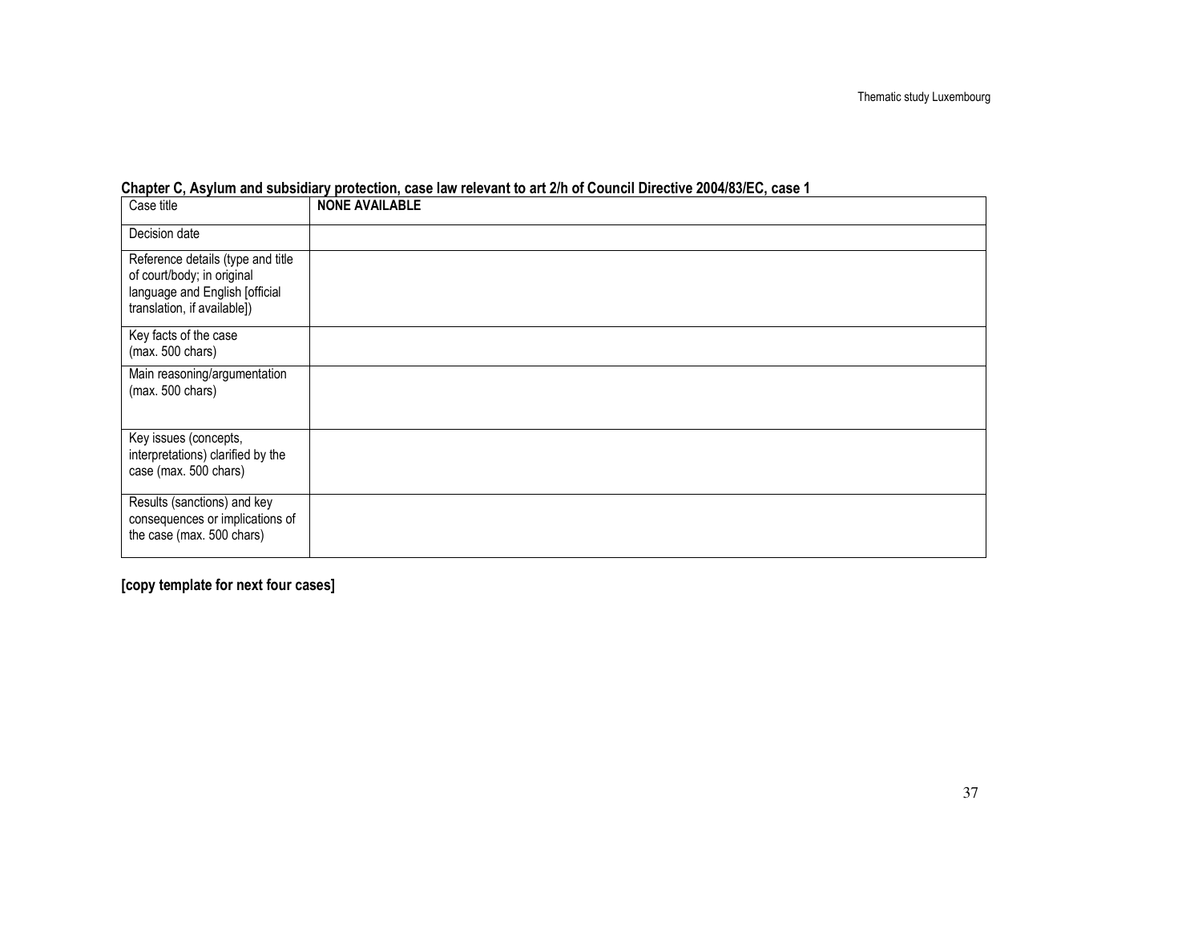**Chapter C, Asylum and subsidiary protection, case law relevant to art 2/h of Council Directive 2004/83/EC, case 1**

| Case title | **NONE AVAILABLE** |
|---|---|
| Decision date | |
| Reference details (type and title of court/body; in original language and English [official translation, if available]) | |
| Key facts of the case (max. 500 chars) | |
| Main reasoning/argumentation (max. 500 chars) | |
| Key issues (concepts, interpretations) clarified by the case (max. 500 chars) | |
| Results (sanctions) and key consequences or implications of the case (max. 500 chars) | |

**[copy template for next four cases]**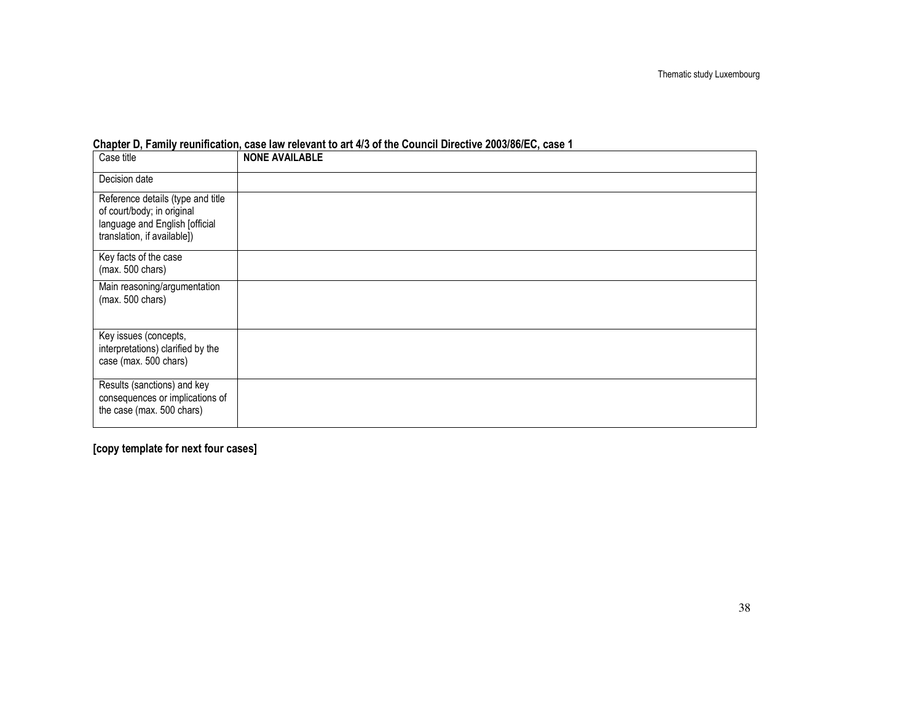**Chapter D, Family reunification, case law relevant to art 4/3 of the Council Directive 2003/86/EC, case 1**

| Case title | **NONE AVAILABLE** |
|---|---|
| Decision date | |
| Reference details (type and title of court/body; in original language and English [official translation, if available]) | |
| Key facts of the case (max. 500 chars) | |
| Main reasoning/argumentation (max. 500 chars) | |
| Key issues (concepts, interpretations) clarified by the case (max. 500 chars) | |
| Results (sanctions) and key consequences or implications of the case (max. 500 chars) | |

**[copy template for next four cases]**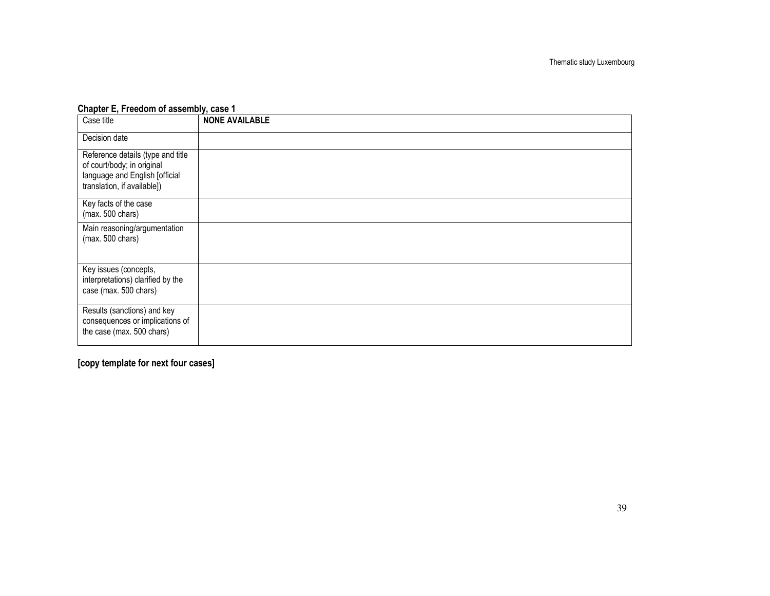**Chapter E, Freedom of assembly, case 1**

| Case title | **NONE AVAILABLE** |
|---|---|
| Decision date | |
| Reference details (type and title of court/body; in original language and English [official translation, if available]) | |
| Key facts of the case (max. 500 chars) | |
| Main reasoning/argumentation (max. 500 chars) | |
| Key issues (concepts, interpretations) clarified by the case (max. 500 chars) | |
| Results (sanctions) and key consequences or implications of the case (max. 500 chars) | |

**[copy template for next four cases]**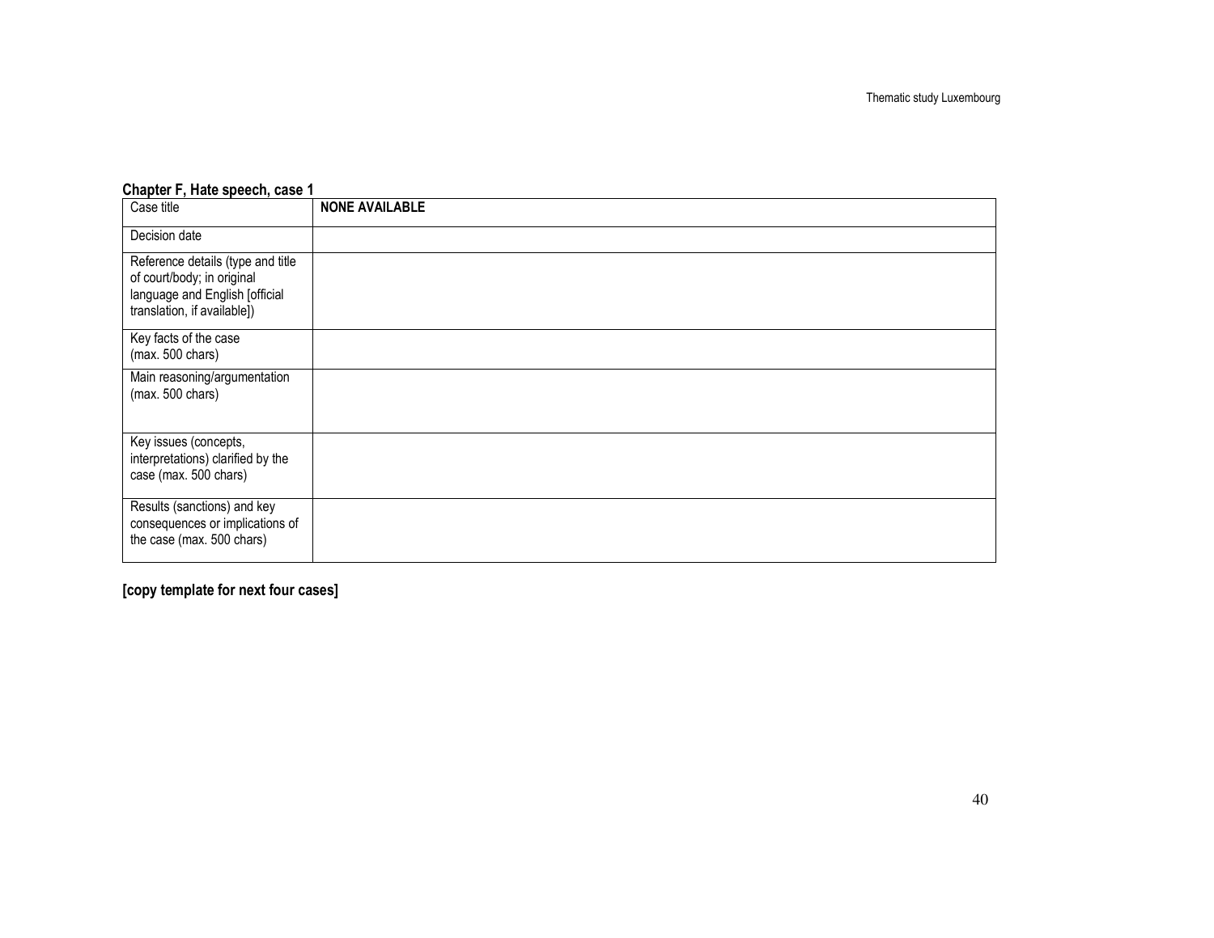**Chapter F, Hate speech, case 1**

| Case title | **NONE AVAILABLE** |
|---|---|
| Decision date | |
| Reference details (type and title of court/body; in original language and English [official translation, if available]) | |
| Key facts of the case (max. 500 chars) | |
| Main reasoning/argumentation (max. 500 chars) | |
| Key issues (concepts, interpretations) clarified by the case (max. 500 chars) | |
| Results (sanctions) and key consequences or implications of the case (max. 500 chars) | |

**[copy template for next four cases]**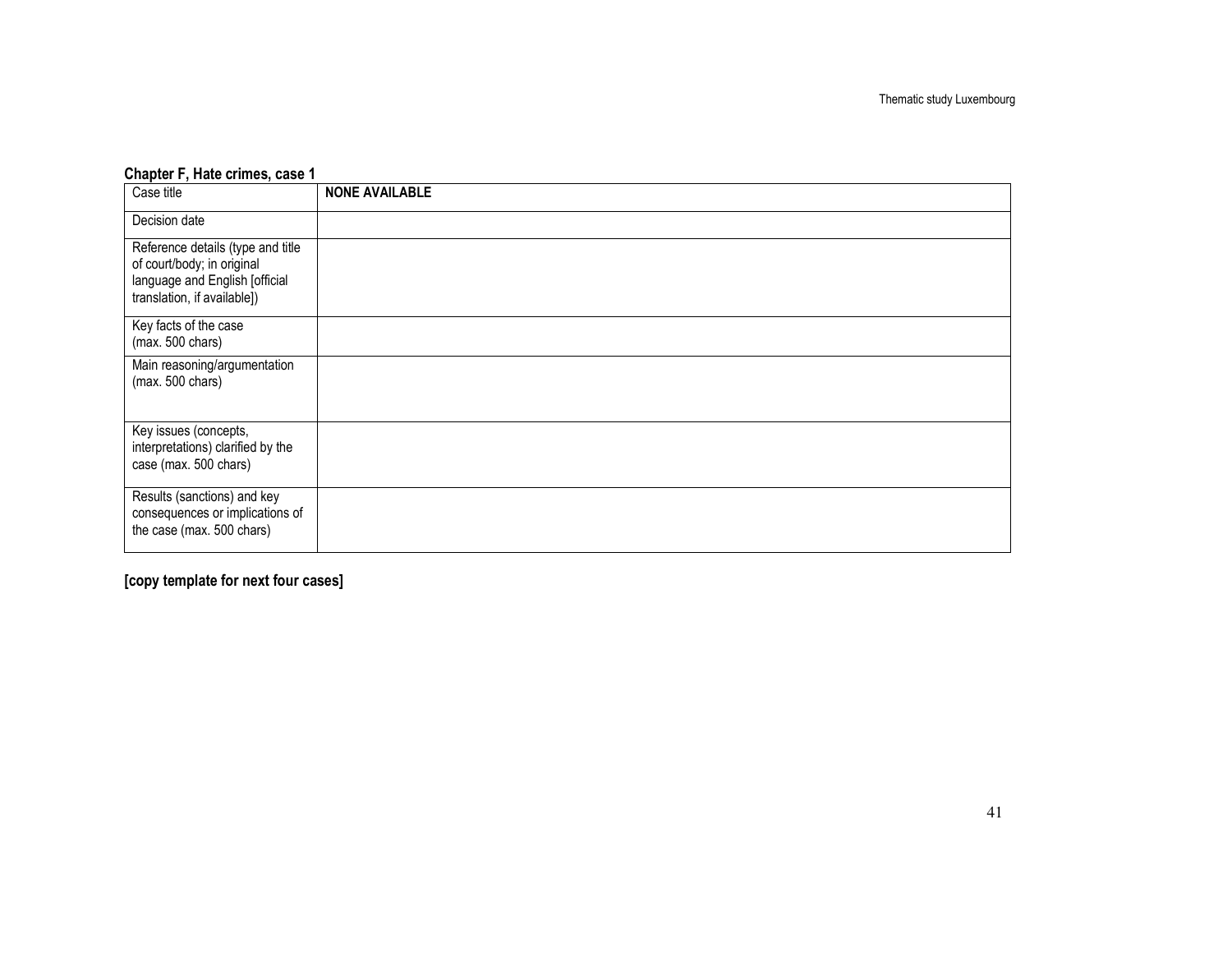**Chapter F, Hate crimes, case 1**

| Case title | **NONE AVAILABLE** |
|---|---|
| Decision date | |
| Reference details (type and title of court/body; in original language and English [official translation, if available]) | |
| Key facts of the case (max. 500 chars) | |
| Main reasoning/argumentation (max. 500 chars) | |
| Key issues (concepts, interpretations) clarified by the case (max. 500 chars) | |
| Results (sanctions) and key consequences or implications of the case (max. 500 chars) | |

**[copy template for next four cases]**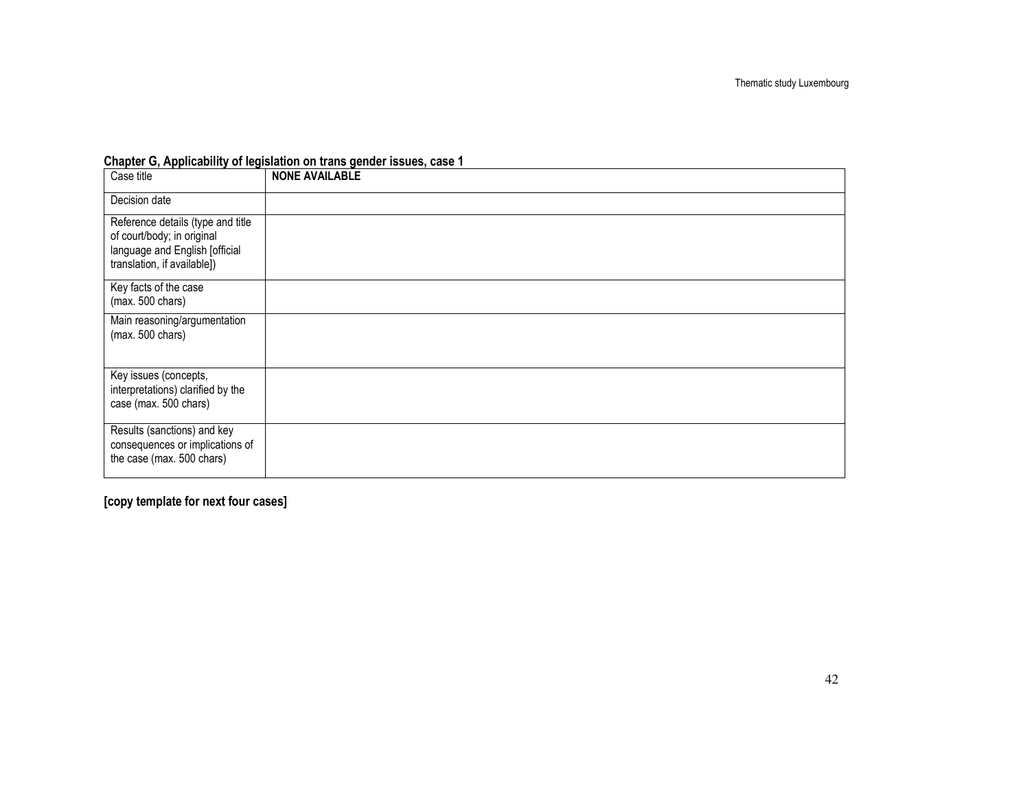**Chapter G, Applicability of legislation on trans gender issues, case 1**

| Case title | **NONE AVAILABLE** |
|---|---|
| Decision date | |
| Reference details (type and title of court/body; in original language and English [official translation, if available]) | |
| Key facts of the case (max. 500 chars) | |
| Main reasoning/argumentation (max. 500 chars) | |
| Key issues (concepts, interpretations) clarified by the case (max. 500 chars) | |
| Results (sanctions) and key consequences or implications of the case (max. 500 chars) | |

**[copy template for next four cases]**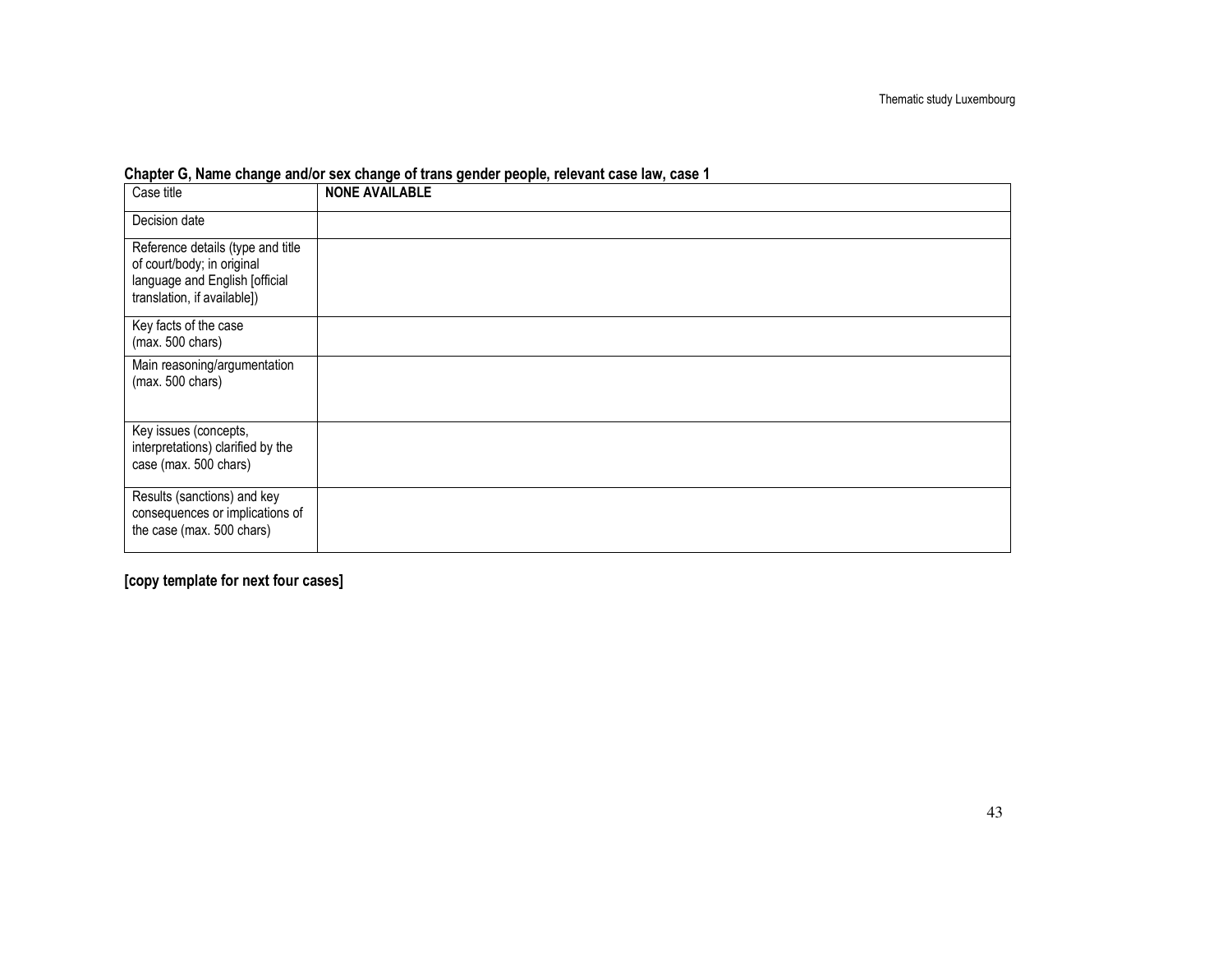**Chapter G, Name change and/or sex change of trans gender people, relevant case law, case 1**

| Case title | **NONE AVAILABLE** |
|---|---|
| Decision date | |
| Reference details (type and title of court/body; in original language and English [official translation, if available]) | |
| Key facts of the case (max. 500 chars) | |
| Main reasoning/argumentation (max. 500 chars) | |
| Key issues (concepts, interpretations) clarified by the case (max. 500 chars) | |
| Results (sanctions) and key consequences or implications of the case (max. 500 chars) | |

**[copy template for next four cases]**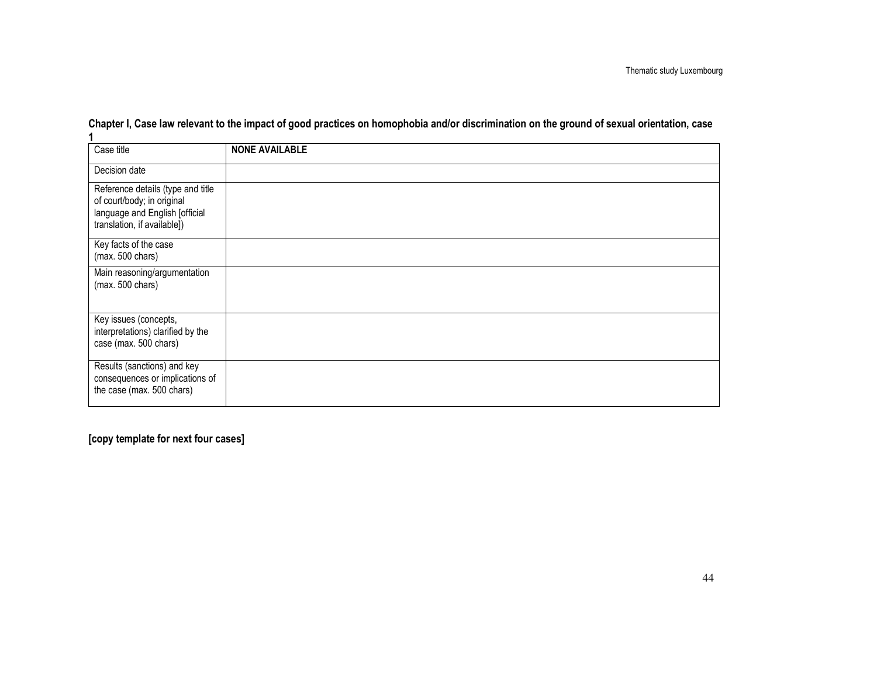**Chapter I, Case law relevant to the impact of good practices on homophobia and/or discrimination on the ground of sexual orientation, case 1**

| Case title | **NONE AVAILABLE** |
| --- | --- |
| Decision date | |
| Reference details (type and title of court/body; in original language and English [official translation, if available]) | |
| Key facts of the case (max. 500 chars) | |
| Main reasoning/argumentation (max. 500 chars) | |
| Key issues (concepts, interpretations) clarified by the case (max. 500 chars) | |
| Results (sanctions) and key consequences or implications of the case (max. 500 chars) | |

**[copy template for next four cases]**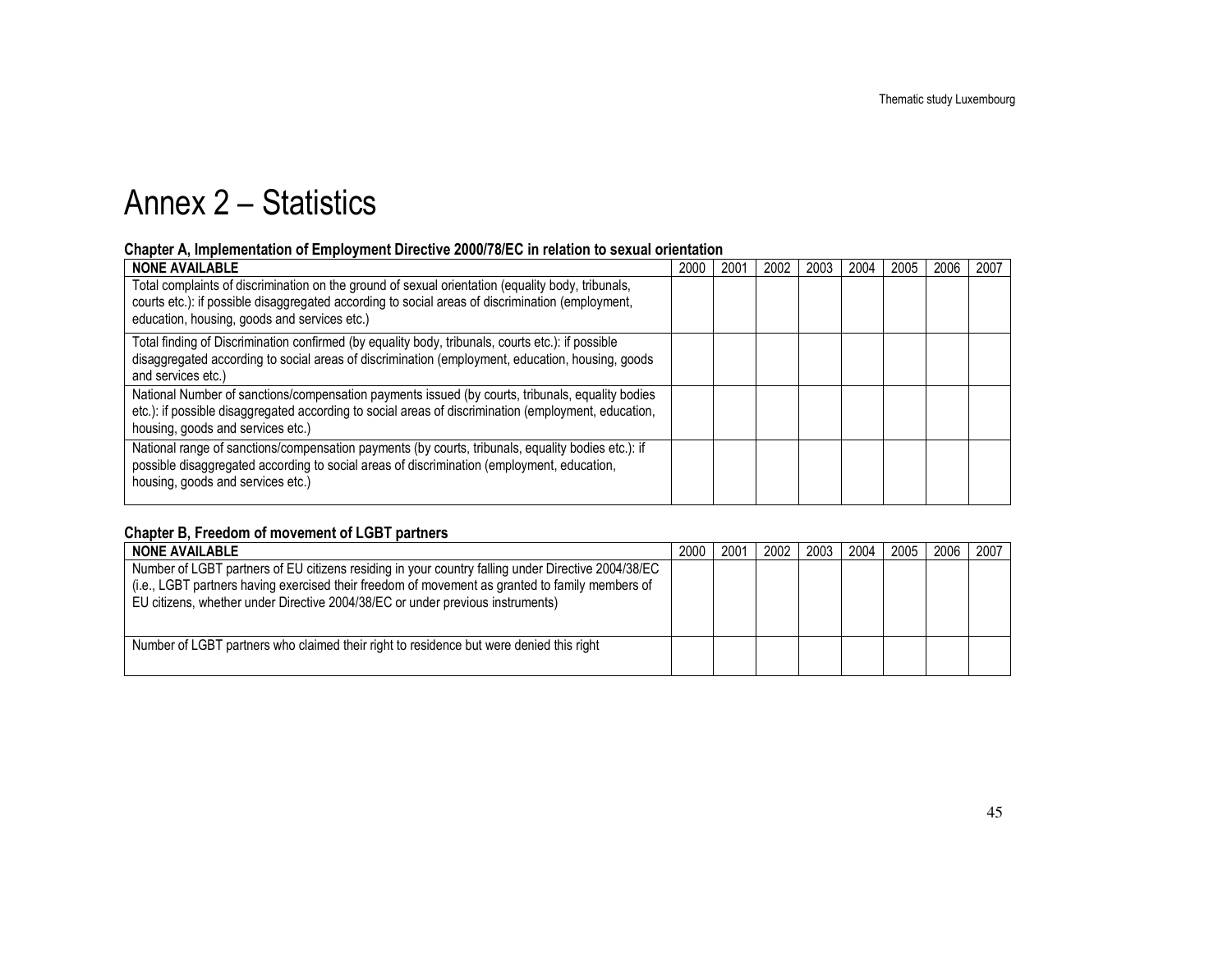# Annex 2 – Statistics

### Chapter A, Implementation of Employment Directive 2000/78/EC in relation to sexual orientation

| NONE AVAILABLE | 2000 | 2001 | 2002 | 2003 | 2004 | 2005 | 2006 | 2007 |
|---|---|---|---|---|---|---|---|---|
| Total complaints of discrimination on the ground of sexual orientation (equality body, tribunals, courts etc.): if possible disaggregated according to social areas of discrimination (employment, education, housing, goods and services etc.) | | | | | | | | |
| Total finding of Discrimination confirmed (by equality body, tribunals, courts etc.): if possible disaggregated according to social areas of discrimination (employment, education, housing, goods and services etc.) | | | | | | | | |
| National Number of sanctions/compensation payments issued (by courts, tribunals, equality bodies etc.): if possible disaggregated according to social areas of discrimination (employment, education, housing, goods and services etc.) | | | | | | | | |
| National range of sanctions/compensation payments (by courts, tribunals, equality bodies etc.): if possible disaggregated according to social areas of discrimination (employment, education, housing, goods and services etc.) | | | | | | | | |

### Chapter B, Freedom of movement of LGBT partners

| NONE AVAILABLE | 2000 | 2001 | 2002 | 2003 | 2004 | 2005 | 2006 | 2007 |
|---|---|---|---|---|---|---|---|---|
| Number of LGBT partners of EU citizens residing in your country falling under Directive 2004/38/EC (i.e., LGBT partners having exercised their freedom of movement as granted to family members of EU citizens, whether under Directive 2004/38/EC or under previous instruments) | | | | | | | | |
| Number of LGBT partners who claimed their right to residence but were denied this right | | | | | | | | |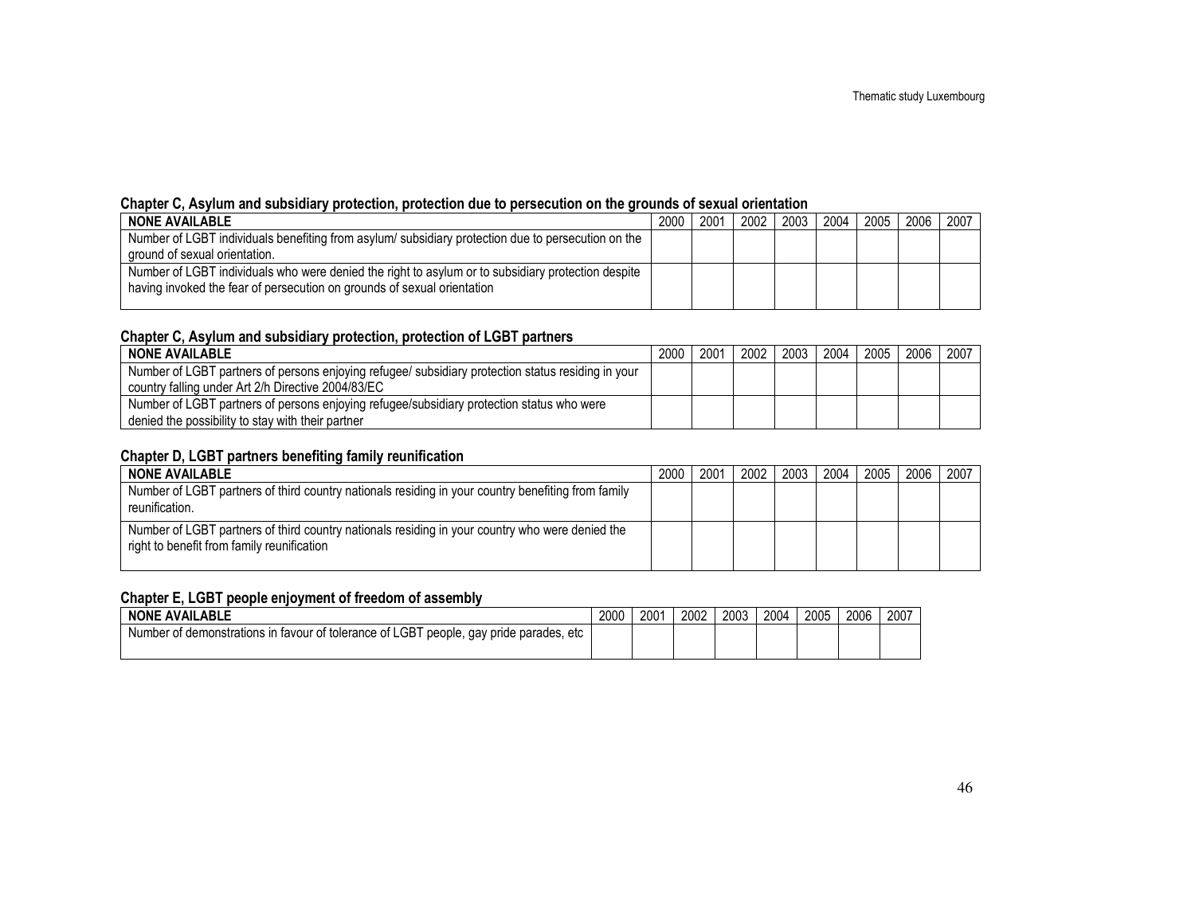**Chapter C, Asylum and subsidiary protection, protection due to persecution on the grounds of sexual orientation**

| NONE AVAILABLE | 2000 | 2001 | 2002 | 2003 | 2004 | 2005 | 2006 | 2007 |
|---|---|---|---|---|---|---|---|---|
| Number of LGBT individuals benefiting from asylum/ subsidiary protection due to persecution on the ground of sexual orientation. | | | | | | | | |
| Number of LGBT individuals who were denied the right to asylum or to subsidiary protection despite having invoked the fear of persecution on grounds of sexual orientation | | | | | | | | |

**Chapter C, Asylum and subsidiary protection, protection of LGBT partners**

| NONE AVAILABLE | 2000 | 2001 | 2002 | 2003 | 2004 | 2005 | 2006 | 2007 |
|---|---|---|---|---|---|---|---|---|
| Number of LGBT partners of persons enjoying refugee/ subsidiary protection status residing in your country falling under Art 2/h Directive 2004/83/EC | | | | | | | | |
| Number of LGBT partners of persons enjoying refugee/subsidiary protection status who were denied the possibility to stay with their partner | | | | | | | | |

**Chapter D, LGBT partners benefiting family reunification**

| NONE AVAILABLE | 2000 | 2001 | 2002 | 2003 | 2004 | 2005 | 2006 | 2007 |
|---|---|---|---|---|---|---|---|---|
| Number of LGBT partners of third country nationals residing in your country benefiting from family reunification. | | | | | | | | |
| Number of LGBT partners of third country nationals residing in your country who were denied the right to benefit from family reunification | | | | | | | | |

**Chapter E, LGBT people enjoyment of freedom of assembly**

| NONE AVAILABLE | 2000 | 2001 | 2002 | 2003 | 2004 | 2005 | 2006 | 2007 |
|---|---|---|---|---|---|---|---|---|
| Number of demonstrations in favour of tolerance of LGBT people, gay pride parades, etc | | | | | | | | |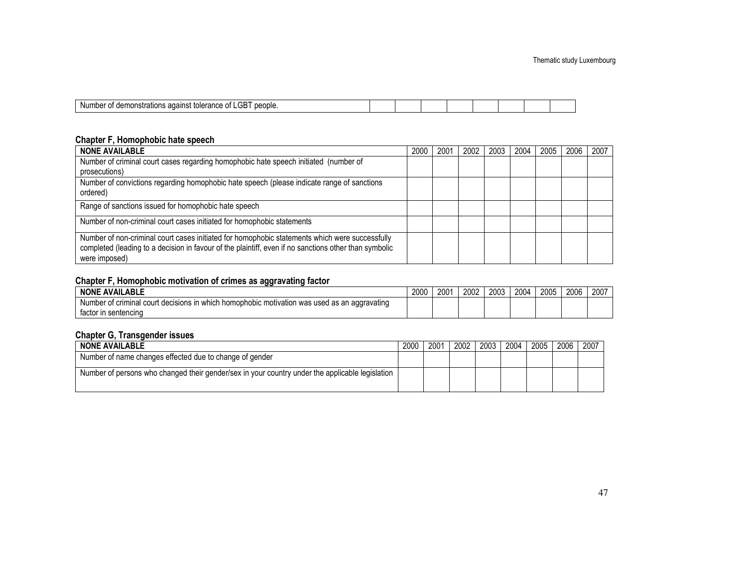| Number of demonstrations against tolerance of LGBT people. | | | | | | | | |
|---|---|---|---|---|---|---|---|---|

### Chapter F, Homophobic hate speech

| NONE AVAILABLE | 2000 | 2001 | 2002 | 2003 | 2004 | 2005 | 2006 | 2007 |
|---|---|---|---|---|---|---|---|---|
| Number of criminal court cases regarding homophobic hate speech initiated (number of prosecutions) | | | | | | | | |
| Number of convictions regarding homophobic hate speech (please indicate range of sanctions ordered) | | | | | | | | |
| Range of sanctions issued for homophobic hate speech | | | | | | | | |
| Number of non-criminal court cases initiated for homophobic statements | | | | | | | | |
| Number of non-criminal court cases initiated for homophobic statements which were successfully completed (leading to a decision in favour of the plaintiff, even if no sanctions other than symbolic were imposed) | | | | | | | | |

### Chapter F, Homophobic motivation of crimes as aggravating factor

| NONE AVAILABLE | 2000 | 2001 | 2002 | 2003 | 2004 | 2005 | 2006 | 2007 |
|---|---|---|---|---|---|---|---|---|
| Number of criminal court decisions in which homophobic motivation was used as an aggravating factor in sentencing | | | | | | | | |

### Chapter G, Transgender issues

| NONE AVAILABLE | 2000 | 2001 | 2002 | 2003 | 2004 | 2005 | 2006 | 2007 |
|---|---|---|---|---|---|---|---|---|
| Number of name changes effected due to change of gender | | | | | | | | |
| Number of persons who changed their gender/sex in your country under the applicable legislation | | | | | | | | |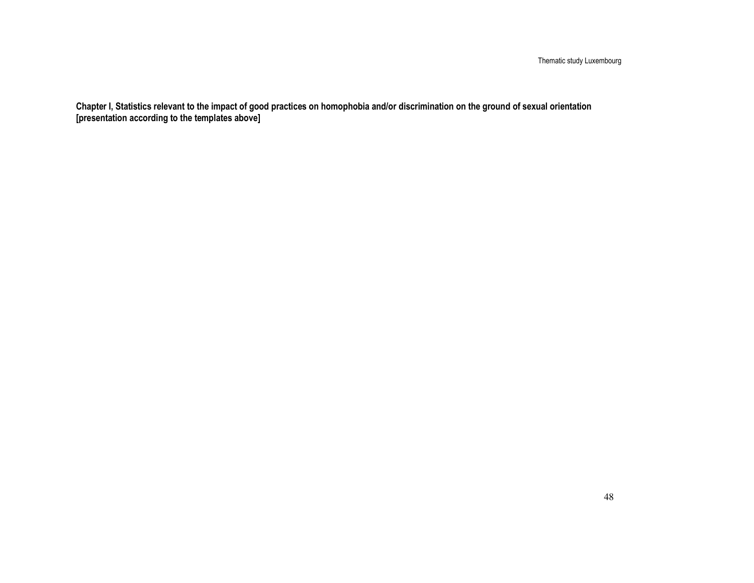**Chapter I, Statistics relevant to the impact of good practices on homophobia and/or discrimination on the ground of sexual orientation [presentation according to the templates above]**